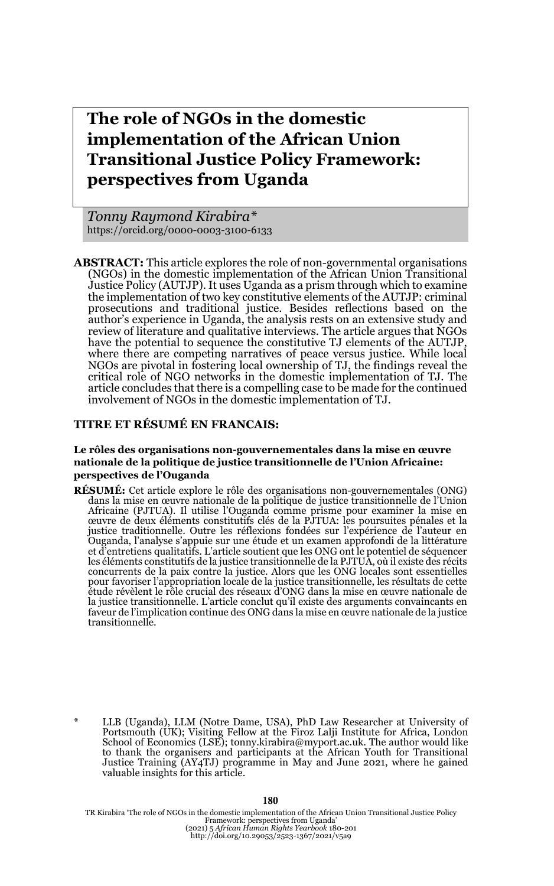# The role of NGOs in the domestic implementation of the African Union Transitional Justice Policy Framework: perspectives from Uganda

*Tonny Raymond Kirabira\**
https://orcid.org/0000-0003-3100-6133

**ABSTRACT:** This article explores the role of non-governmental organisations (NGOs) in the domestic implementation of the African Union Transitional Justice Policy (AUTJP). It uses Uganda as a prism through which to examine the implementation of two key constitutive elements of the AUTJP: criminal prosecutions and traditional justice. Besides reflections based on the author's experience in Uganda, the analysis rests on an extensive study and review of literature and qualitative interviews. The article argues that NGOs have the potential to sequence the constitutive TJ elements of the AUTJP, where there are competing narratives of peace versus justice. While local NGOs are pivotal in fostering local ownership of TJ, the findings reveal the critical role of NGO networks in the domestic implementation of TJ. The article concludes that there is a compelling case to be made for the continued involvement of NGOs in the domestic implementation of TJ.

## TITRE ET RÉSUMÉ EN FRANCAIS:

**Le rôles des organisations non-gouvernementales dans la mise en œuvre nationale de la politique de justice transitionnelle de l'Union Africaine: perspectives de l'Ouganda**

**RÉSUMÉ:** Cet article explore le rôle des organisations non-gouvernementales (ONG) dans la mise en œuvre nationale de la politique de justice transitionnelle de l'Union Africaine (PJTUA). Il utilise l'Ouganda comme prisme pour examiner la mise en œuvre de deux éléments constitutifs clés de la PJTUA: les poursuites pénales et la justice traditionnelle. Outre les réflexions fondées sur l'expérience de l'auteur en Ouganda, l'analyse s'appuie sur une étude et un examen approfondi de la littérature et d'entretiens qualitatifs. L'article soutient que les ONG ont le potentiel de séquencer les éléments constitutifs de la justice transitionnelle de la PJTUA, où il existe des récits concurrents de la paix contre la justice. Alors que les ONG locales sont essentielles pour favoriser l'appropriation locale de la justice transitionnelle, les résultats de cette étude révèlent le rôle crucial des réseaux d'ONG dans la mise en œuvre nationale de la justice transitionnelle. L'article conclut qu'il existe des arguments convaincants en faveur de l'implication continue des ONG dans la mise en œuvre nationale de la justice transitionnelle.

\* LLB (Uganda), LLM (Notre Dame, USA), PhD Law Researcher at University of Portsmouth (UK); Visiting Fellow at the Firoz Lalji Institute for Africa, London School of Economics (LSE); tonny.kirabira@myport.ac.uk. The author would like to thank the organisers and participants at the African Youth for Transitional Justice Training (AY4TJ) programme in May and June 2021, where he gained valuable insights for this article.

TR Kirabira 'The role of NGOs in the domestic implementation of the African Union Transitional Justice Policy Framework: perspectives from Uganda' (2021) 5 *African Human Rights Yearbook* 180-201
http://doi.org/10.29053/2523-1367/2021/v5a9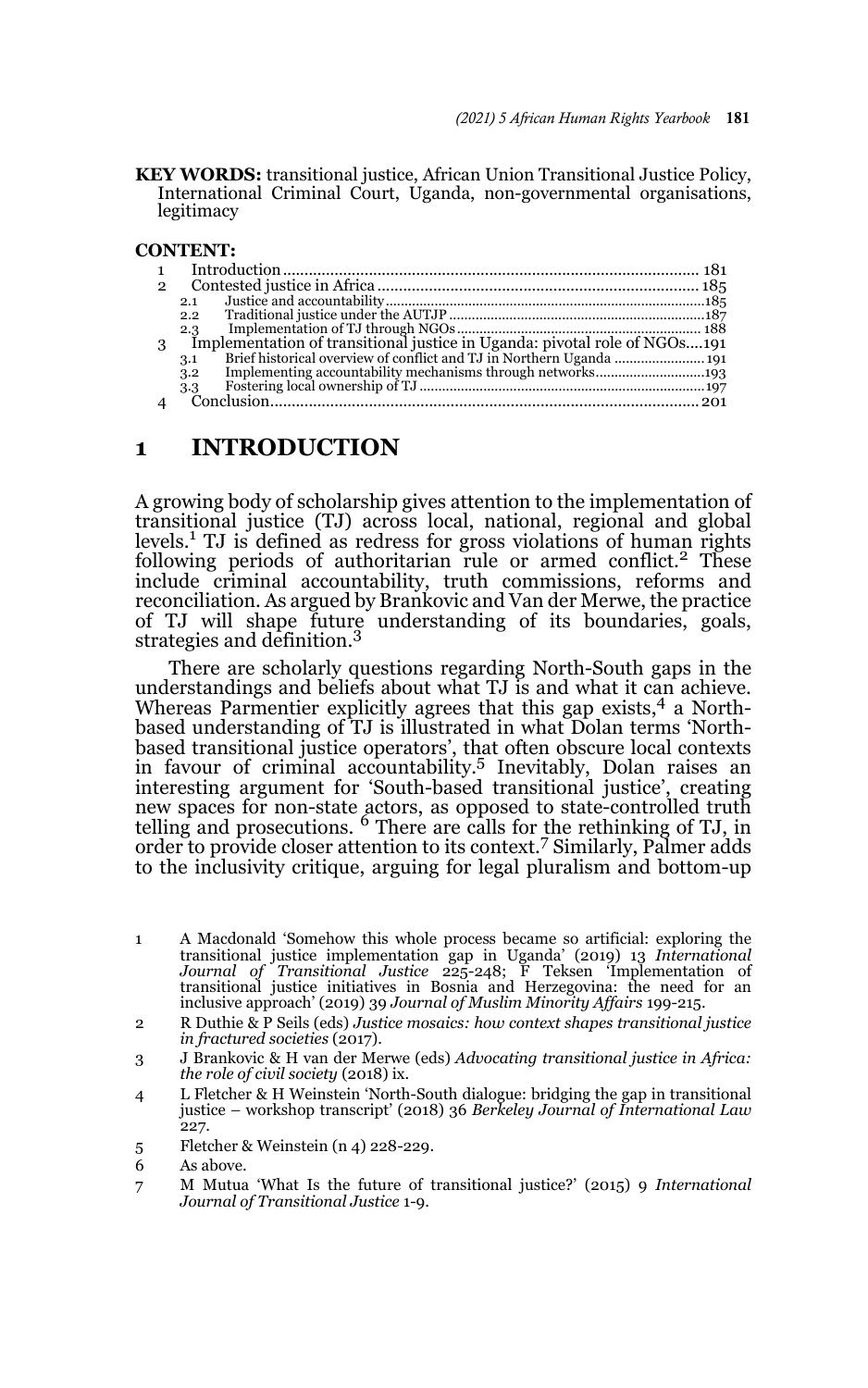**KEY WORDS:** transitional justice, African Union Transitional Justice Policy, International Criminal Court, Uganda, non-governmental organisations, legitimacy

**CONTENT:**

1 Introduction ................................................................................................ 181
2 Contested justice in Africa ......................................................................... 185
 2.1 Justice and accountability ................................................................... 185
 2.2 Traditional justice under the AUTJP .................................................. 187
 2.3 Implementation of TJ through NGOs ................................................. 188
3 Implementation of transitional justice in Uganda: pivotal role of NGOs....191
 3.1 Brief historical overview of conflict and TJ in Northern Uganda ....................... 191
 3.2 Implementing accountability mechanisms through networks............................193
 3.3 Fostering local ownership of TJ ........................................................... 197
4 Conclusion.................................................................................................. 201

## 1 INTRODUCTION

A growing body of scholarship gives attention to the implementation of transitional justice (TJ) across local, national, regional and global levels.[1] TJ is defined as redress for gross violations of human rights following periods of authoritarian rule or armed conflict.[2] These include criminal accountability, truth commissions, reforms and reconciliation. As argued by Brankovic and Van der Merwe, the practice of TJ will shape future understanding of its boundaries, goals, strategies and definition.[3]

There are scholarly questions regarding North-South gaps in the understandings and beliefs about what TJ is and what it can achieve. Whereas Parmentier explicitly agrees that this gap exists,[4] a North-based understanding of TJ is illustrated in what Dolan terms 'North-based transitional justice operators', that often obscure local contexts in favour of criminal accountability.[5] Inevitably, Dolan raises an interesting argument for 'South-based transitional justice', creating new spaces for non-state actors, as opposed to state-controlled truth telling and prosecutions. [6] There are calls for the rethinking of TJ, in order to provide closer attention to its context.[7] Similarly, Palmer adds to the inclusivity critique, arguing for legal pluralism and bottom-up

1 A Macdonald 'Somehow this whole process became so artificial: exploring the transitional justice implementation gap in Uganda' (2019) 13 *International Journal of Transitional Justice* 225-248; F Teksen 'Implementation of transitional justice initiatives in Bosnia and Herzegovina: the need for an inclusive approach' (2019) 39 *Journal of Muslim Minority Affairs* 199-215.

2 R Duthie & P Seils (eds) *Justice mosaics: how context shapes transitional justice in fractured societies* (2017).

3 J Brankovic & H van der Merwe (eds) *Advocating transitional justice in Africa: the role of civil society* (2018) ix.

4 L Fletcher & H Weinstein 'North-South dialogue: bridging the gap in transitional justice – workshop transcript' (2018) 36 *Berkeley Journal of International Law* 227.

5 Fletcher & Weinstein (n 4) 228-229.

6 As above.

7 M Mutua 'What Is the future of transitional justice?' (2015) 9 *International Journal of Transitional Justice* 1-9.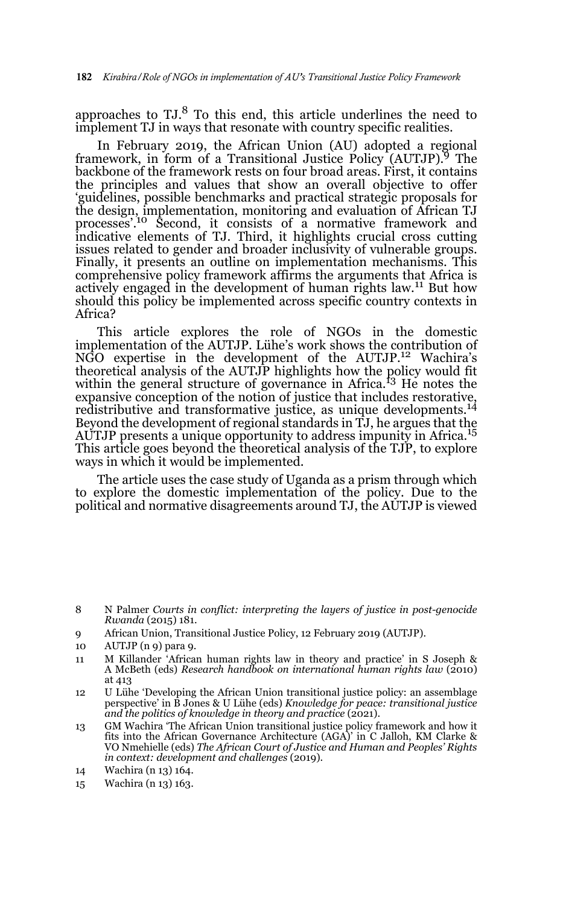approaches to TJ.[8] To this end, this article underlines the need to implement TJ in ways that resonate with country specific realities.

In February 2019, the African Union (AU) adopted a regional framework, in form of a Transitional Justice Policy (AUTJP).[9] The backbone of the framework rests on four broad areas. First, it contains the principles and values that show an overall objective to offer 'guidelines, possible benchmarks and practical strategic proposals for the design, implementation, monitoring and evaluation of African TJ processes'.[10] Second, it consists of a normative framework and indicative elements of TJ. Third, it highlights crucial cross cutting issues related to gender and broader inclusivity of vulnerable groups. Finally, it presents an outline on implementation mechanisms. This comprehensive policy framework affirms the arguments that Africa is actively engaged in the development of human rights law.[11] But how should this policy be implemented across specific country contexts in Africa?

This article explores the role of NGOs in the domestic implementation of the AUTJP. Lühe's work shows the contribution of NGO expertise in the development of the AUTJP.[12] Wachira's theoretical analysis of the AUTJP highlights how the policy would fit within the general structure of governance in Africa.[13] He notes the expansive conception of the notion of justice that includes restorative, redistributive and transformative justice, as unique developments.[14] Beyond the development of regional standards in TJ, he argues that the AUTJP presents a unique opportunity to address impunity in Africa.[15] This article goes beyond the theoretical analysis of the TJP, to explore ways in which it would be implemented.

The article uses the case study of Uganda as a prism through which to explore the domestic implementation of the policy. Due to the political and normative disagreements around TJ, the AUTJP is viewed

---

8 N Palmer *Courts in conflict: interpreting the layers of justice in post-genocide Rwanda* (2015) 181.

9 African Union, Transitional Justice Policy, 12 February 2019 (AUTJP).

10 AUTJP (n 9) para 9.

11 M Killander 'African human rights law in theory and practice' in S Joseph & A McBeth (eds) *Research handbook on international human rights law* (2010) at 413

12 U Lühe 'Developing the African Union transitional justice policy: an assemblage perspective' in B Jones & U Lühe (eds) *Knowledge for peace: transitional justice and the politics of knowledge in theory and practice* (2021).

13 GM Wachira 'The African Union transitional justice policy framework and how it fits into the African Governance Architecture (AGA)' in C Jalloh, KM Clarke & VO Nmehielle (eds) *The African Court of Justice and Human and Peoples' Rights in context: development and challenges* (2019).

14 Wachira (n 13) 164.

15 Wachira (n 13) 163.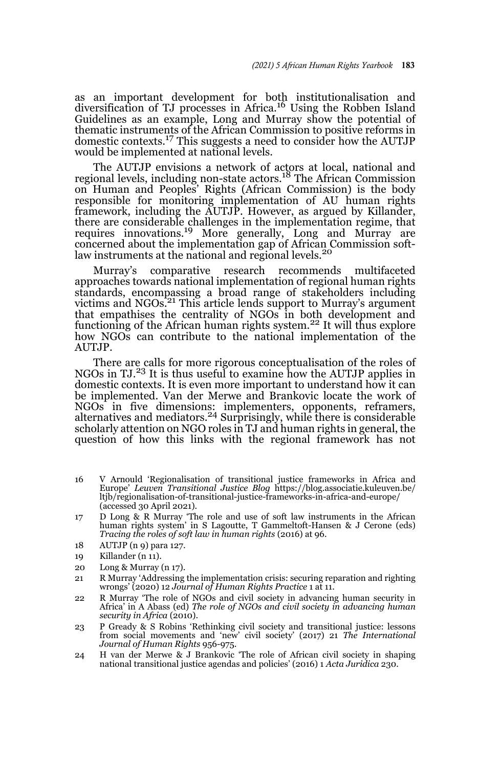as an important development for both institutionalisation and diversification of TJ processes in Africa.[16] Using the Robben Island Guidelines as an example, Long and Murray show the potential of thematic instruments of the African Commission to positive reforms in domestic contexts.[17] This suggests a need to consider how the AUTJP would be implemented at national levels.

The AUTJP envisions a network of actors at local, national and regional levels, including non-state actors.[18] The African Commission on Human and Peoples' Rights (African Commission) is the body responsible for monitoring implementation of AU human rights framework, including the AUTJP. However, as argued by Killander, there are considerable challenges in the implementation regime, that requires innovations.[19] More generally, Long and Murray are concerned about the implementation gap of African Commission soft-law instruments at the national and regional levels.[20]

Murray's comparative research recommends multifaceted approaches towards national implementation of regional human rights standards, encompassing a broad range of stakeholders including victims and NGOs.[21] This article lends support to Murray's argument that empathises the centrality of NGOs in both development and functioning of the African human rights system.[22] It will thus explore how NGOs can contribute to the national implementation of the AUTJP.

There are calls for more rigorous conceptualisation of the roles of NGOs in TJ.[23] It is thus useful to examine how the AUTJP applies in domestic contexts. It is even more important to understand how it can be implemented. Van der Merwe and Brankovic locate the work of NGOs in five dimensions: implementers, opponents, reframers, alternatives and mediators.[24] Surprisingly, while there is considerable scholarly attention on NGO roles in TJ and human rights in general, the question of how this links with the regional framework has not

---

16 V Arnould 'Regionalisation of transitional justice frameworks in Africa and Europe' *Leuven Transitional Justice Blog* https://blog.associatie.kuleuven.be/ltjb/regionalisation-of-transitional-justice-frameworks-in-africa-and-europe/ (accessed 30 April 2021).

17 D Long & R Murray 'The role and use of soft law instruments in the African human rights system' in S Lagoutte, T Gammeltoft-Hansen & J Cerone (eds) *Tracing the roles of soft law in human rights* (2016) at 96.

18 AUTJP (n 9) para 127.

19 Killander (n 11).

20 Long & Murray (n 17).

21 R Murray 'Addressing the implementation crisis: securing reparation and righting wrongs' (2020) 12 *Journal of Human Rights Practice* 1 at 11.

22 R Murray 'The role of NGOs and civil society in advancing human security in Africa' in A Abass (ed) *The role of NGOs and civil society in advancing human security in Africa* (2010).

23 P Gready & S Robins 'Rethinking civil society and transitional justice: lessons from social movements and 'new' civil society' (2017) 21 *The International Journal of Human Rights* 956-975.

24 H van der Merwe & J Brankovic 'The role of African civil society in shaping national transitional justice agendas and policies' (2016) 1 *Acta Juridica* 230.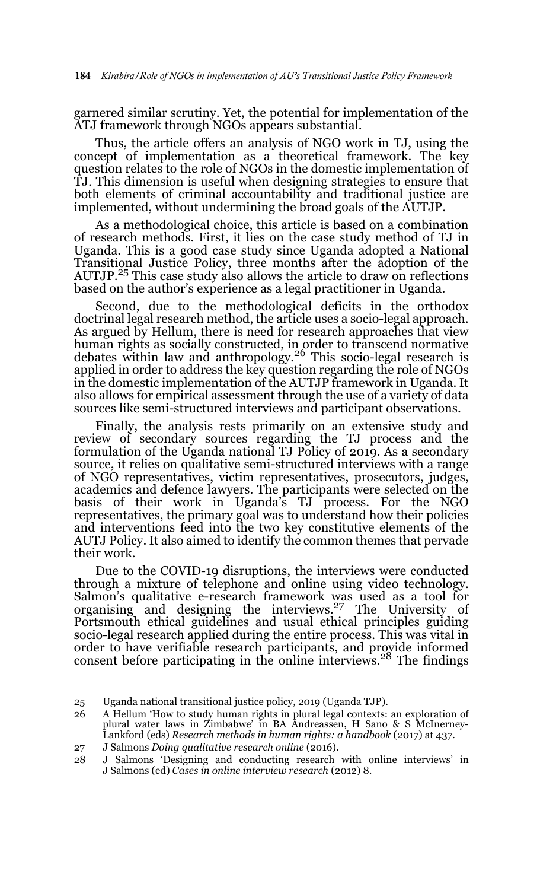garnered similar scrutiny. Yet, the potential for implementation of the ATJ framework through NGOs appears substantial.

Thus, the article offers an analysis of NGO work in TJ, using the concept of implementation as a theoretical framework. The key question relates to the role of NGOs in the domestic implementation of TJ. This dimension is useful when designing strategies to ensure that both elements of criminal accountability and traditional justice are implemented, without undermining the broad goals of the AUTJP.

As a methodological choice, this article is based on a combination of research methods. First, it lies on the case study method of TJ in Uganda. This is a good case study since Uganda adopted a National Transitional Justice Policy, three months after the adoption of the AUTJP.[25] This case study also allows the article to draw on reflections based on the author's experience as a legal practitioner in Uganda.

Second, due to the methodological deficits in the orthodox doctrinal legal research method, the article uses a socio-legal approach. As argued by Hellum, there is need for research approaches that view human rights as socially constructed, in order to transcend normative debates within law and anthropology.[26] This socio-legal research is applied in order to address the key question regarding the role of NGOs in the domestic implementation of the AUTJP framework in Uganda. It also allows for empirical assessment through the use of a variety of data sources like semi-structured interviews and participant observations.

Finally, the analysis rests primarily on an extensive study and review of secondary sources regarding the TJ process and the formulation of the Uganda national TJ Policy of 2019. As a secondary source, it relies on qualitative semi-structured interviews with a range of NGO representatives, victim representatives, prosecutors, judges, academics and defence lawyers. The participants were selected on the basis of their work in Uganda's TJ process. For the NGO representatives, the primary goal was to understand how their policies and interventions feed into the two key constitutive elements of the AUTJ Policy. It also aimed to identify the common themes that pervade their work.

Due to the COVID-19 disruptions, the interviews were conducted through a mixture of telephone and online using video technology. Salmon's qualitative e-research framework was used as a tool for organising and designing the interviews.[27] The University of Portsmouth ethical guidelines and usual ethical principles guiding socio-legal research applied during the entire process. This was vital in order to have verifiable research participants, and provide informed consent before participating in the online interviews.[28] The findings

25 Uganda national transitional justice policy, 2019 (Uganda TJP).

26 A Hellum 'How to study human rights in plural legal contexts: an exploration of plural water laws in Zimbabwe' in BA Andreassen, H Sano & S McInerney-Lankford (eds) *Research methods in human rights: a handbook* (2017) at 437.

27 J Salmons *Doing qualitative research online* (2016).

28 J Salmons 'Designing and conducting research with online interviews' in J Salmons (ed) *Cases in online interview research* (2012) 8.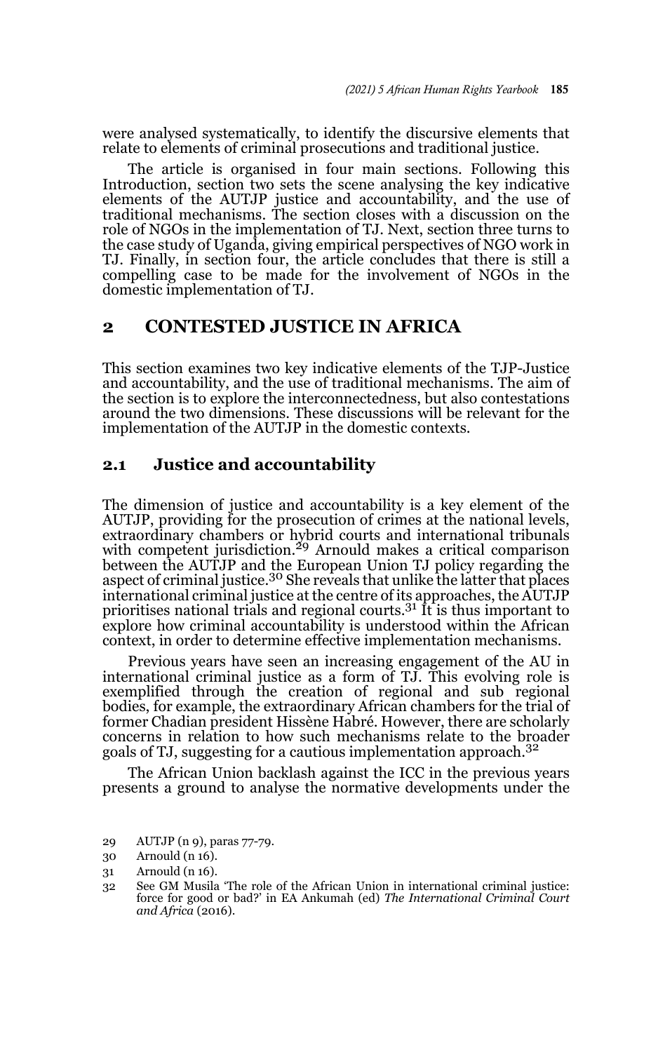were analysed systematically, to identify the discursive elements that relate to elements of criminal prosecutions and traditional justice.

The article is organised in four main sections. Following this Introduction, section two sets the scene analysing the key indicative elements of the AUTJP justice and accountability, and the use of traditional mechanisms. The section closes with a discussion on the role of NGOs in the implementation of TJ. Next, section three turns to the case study of Uganda, giving empirical perspectives of NGO work in TJ. Finally, in section four, the article concludes that there is still a compelling case to be made for the involvement of NGOs in the domestic implementation of TJ.

## 2 CONTESTED JUSTICE IN AFRICA

This section examines two key indicative elements of the TJP-Justice and accountability, and the use of traditional mechanisms. The aim of the section is to explore the interconnectedness, but also contestations around the two dimensions. These discussions will be relevant for the implementation of the AUTJP in the domestic contexts.

### 2.1 Justice and accountability

The dimension of justice and accountability is a key element of the AUTJP, providing for the prosecution of crimes at the national levels, extraordinary chambers or hybrid courts and international tribunals with competent jurisdiction.[29] Arnould makes a critical comparison between the AUTJP and the European Union TJ policy regarding the aspect of criminal justice.[30] She reveals that unlike the latter that places international criminal justice at the centre of its approaches, the AUTJP prioritises national trials and regional courts.[31] It is thus important to explore how criminal accountability is understood within the African context, in order to determine effective implementation mechanisms.

Previous years have seen an increasing engagement of the AU in international criminal justice as a form of TJ. This evolving role is exemplified through the creation of regional and sub regional bodies, for example, the extraordinary African chambers for the trial of former Chadian president Hissène Habré. However, there are scholarly concerns in relation to how such mechanisms relate to the broader goals of TJ, suggesting for a cautious implementation approach.[32]

The African Union backlash against the ICC in the previous years presents a ground to analyse the normative developments under the

29 AUTJP (n 9), paras 77-79.

30 Arnould (n 16).

31 Arnould (n 16).

32 See GM Musila 'The role of the African Union in international criminal justice: force for good or bad?' in EA Ankumah (ed) *The International Criminal Court and Africa* (2016).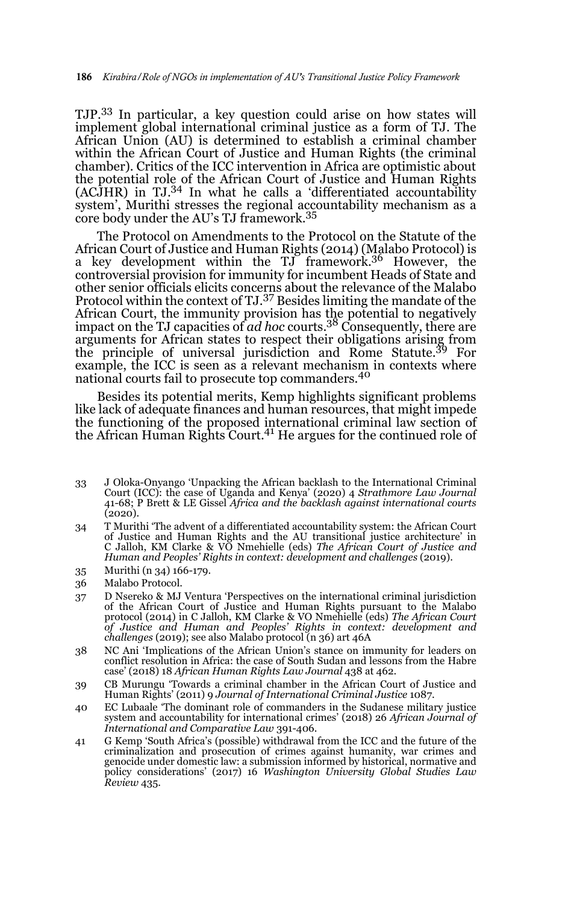TJP.[33] In particular, a key question could arise on how states will implement global international criminal justice as a form of TJ. The African Union (AU) is determined to establish a criminal chamber within the African Court of Justice and Human Rights (the criminal chamber). Critics of the ICC intervention in Africa are optimistic about the potential role of the African Court of Justice and Human Rights (ACJHR) in TJ.[34] In what he calls a 'differentiated accountability system', Murithi stresses the regional accountability mechanism as a core body under the AU's TJ framework.[35]

The Protocol on Amendments to the Protocol on the Statute of the African Court of Justice and Human Rights (2014) (Malabo Protocol) is a key development within the TJ framework.[36] However, the controversial provision for immunity for incumbent Heads of State and other senior officials elicits concerns about the relevance of the Malabo Protocol within the context of TJ.[37] Besides limiting the mandate of the African Court, the immunity provision has the potential to negatively impact on the TJ capacities of *ad hoc* courts.[38] Consequently, there are arguments for African states to respect their obligations arising from the principle of universal jurisdiction and Rome Statute.[39] For example, the ICC is seen as a relevant mechanism in contexts where national courts fail to prosecute top commanders.[40]

Besides its potential merits, Kemp highlights significant problems like lack of adequate finances and human resources, that might impede the functioning of the proposed international criminal law section of the African Human Rights Court.[41] He argues for the continued role of

---

33 J Oloka-Onyango 'Unpacking the African backlash to the International Criminal Court (ICC): the case of Uganda and Kenya' (2020) 4 *Strathmore Law Journal* 41-68; P Brett & LE Gissel *Africa and the backlash against international courts* (2020).

34 T Murithi 'The advent of a differentiated accountability system: the African Court of Justice and Human Rights and the AU transitional justice architecture' in C Jalloh, KM Clarke & VO Nmehielle (eds) *The African Court of Justice and Human and Peoples' Rights in context: development and challenges* (2019).

35 Murithi (n 34) 166-179.

36 Malabo Protocol.

37 D Nsereko & MJ Ventura 'Perspectives on the international criminal jurisdiction of the African Court of Justice and Human Rights pursuant to the Malabo protocol (2014) in C Jalloh, KM Clarke & VO Nmehielle (eds) *The African Court of Justice and Human and Peoples' Rights in context: development and challenges* (2019); see also Malabo protocol (n 36) art 46A

38 NC Ani 'Implications of the African Union's stance on immunity for leaders on conflict resolution in Africa: the case of South Sudan and lessons from the Habre case' (2018) 18 *African Human Rights Law Journal* 438 at 462.

39 CB Murungu 'Towards a criminal chamber in the African Court of Justice and Human Rights' (2011) 9 *Journal of International Criminal Justice* 1087.

40 EC Lubaale 'The dominant role of commanders in the Sudanese military justice system and accountability for international crimes' (2018) 26 *African Journal of International and Comparative Law* 391-406.

41 G Kemp 'South Africa's (possible) withdrawal from the ICC and the future of the criminalization and prosecution of crimes against humanity, war crimes and genocide under domestic law: a submission informed by historical, normative and policy considerations' (2017) 16 *Washington University Global Studies Law Review* 435.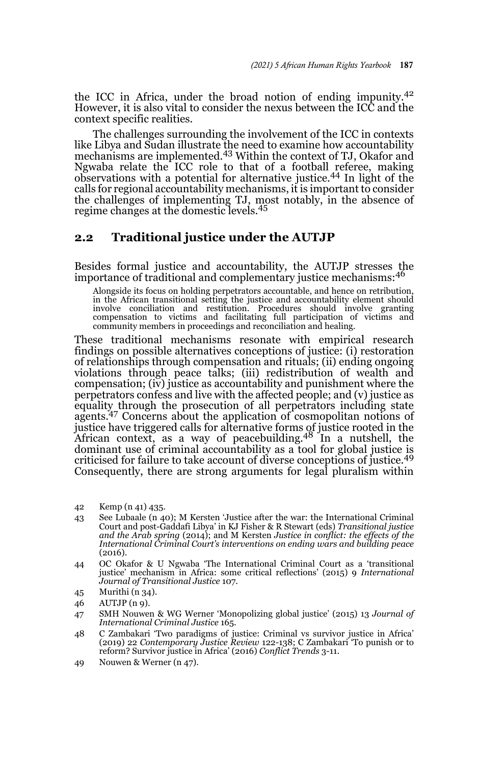the ICC in Africa, under the broad notion of ending impunity.[42] However, it is also vital to consider the nexus between the ICC and the context specific realities.

The challenges surrounding the involvement of the ICC in contexts like Libya and Sudan illustrate the need to examine how accountability mechanisms are implemented.[43] Within the context of TJ, Okafor and Ngwaba relate the ICC role to that of a football referee, making observations with a potential for alternative justice.[44] In light of the calls for regional accountability mechanisms, it is important to consider the challenges of implementing TJ, most notably, in the absence of regime changes at the domestic levels.[45]

## 2.2 Traditional justice under the AUTJP

Besides formal justice and accountability, the AUTJP stresses the importance of traditional and complementary justice mechanisms:[46]

> Alongside its focus on holding perpetrators accountable, and hence on retribution, in the African transitional setting the justice and accountability element should involve conciliation and restitution. Procedures should involve granting compensation to victims and facilitating full participation of victims and community members in proceedings and reconciliation and healing.

These traditional mechanisms resonate with empirical research findings on possible alternatives conceptions of justice: (i) restoration of relationships through compensation and rituals; (ii) ending ongoing violations through peace talks; (iii) redistribution of wealth and compensation; (iv) justice as accountability and punishment where the perpetrators confess and live with the affected people; and (v) justice as equality through the prosecution of all perpetrators including state agents.[47] Concerns about the application of cosmopolitan notions of justice have triggered calls for alternative forms of justice rooted in the African context, as a way of peacebuilding.[48] In a nutshell, the dominant use of criminal accountability as a tool for global justice is criticised for failure to take account of diverse conceptions of justice.[49] Consequently, there are strong arguments for legal pluralism within

---

42 Kemp (n 41) 435.

43 See Lubaale (n 40); M Kersten 'Justice after the war: the International Criminal Court and post-Gaddafi Libya' in KJ Fisher & R Stewart (eds) *Transitional justice and the Arab spring* (2014); and M Kersten *Justice in conflict: the effects of the International Criminal Court's interventions on ending wars and building peace* (2016).

44 OC Okafor & U Ngwaba 'The International Criminal Court as a 'transitional justice' mechanism in Africa: some critical reflections' (2015) 9 *International Journal of Transitional Justice* 107.

45 Murithi (n 34).

46 AUTJP (n 9).

47 SMH Nouwen & WG Werner 'Monopolizing global justice' (2015) 13 *Journal of International Criminal Justice* 165.

48 C Zambakari 'Two paradigms of justice: Criminal vs survivor justice in Africa' (2019) 22 *Contemporary Justice Review* 122-138; C Zambakari 'To punish or to reform? Survivor justice in Africa' (2016) *Conflict Trends* 3-11.

49 Nouwen & Werner (n 47).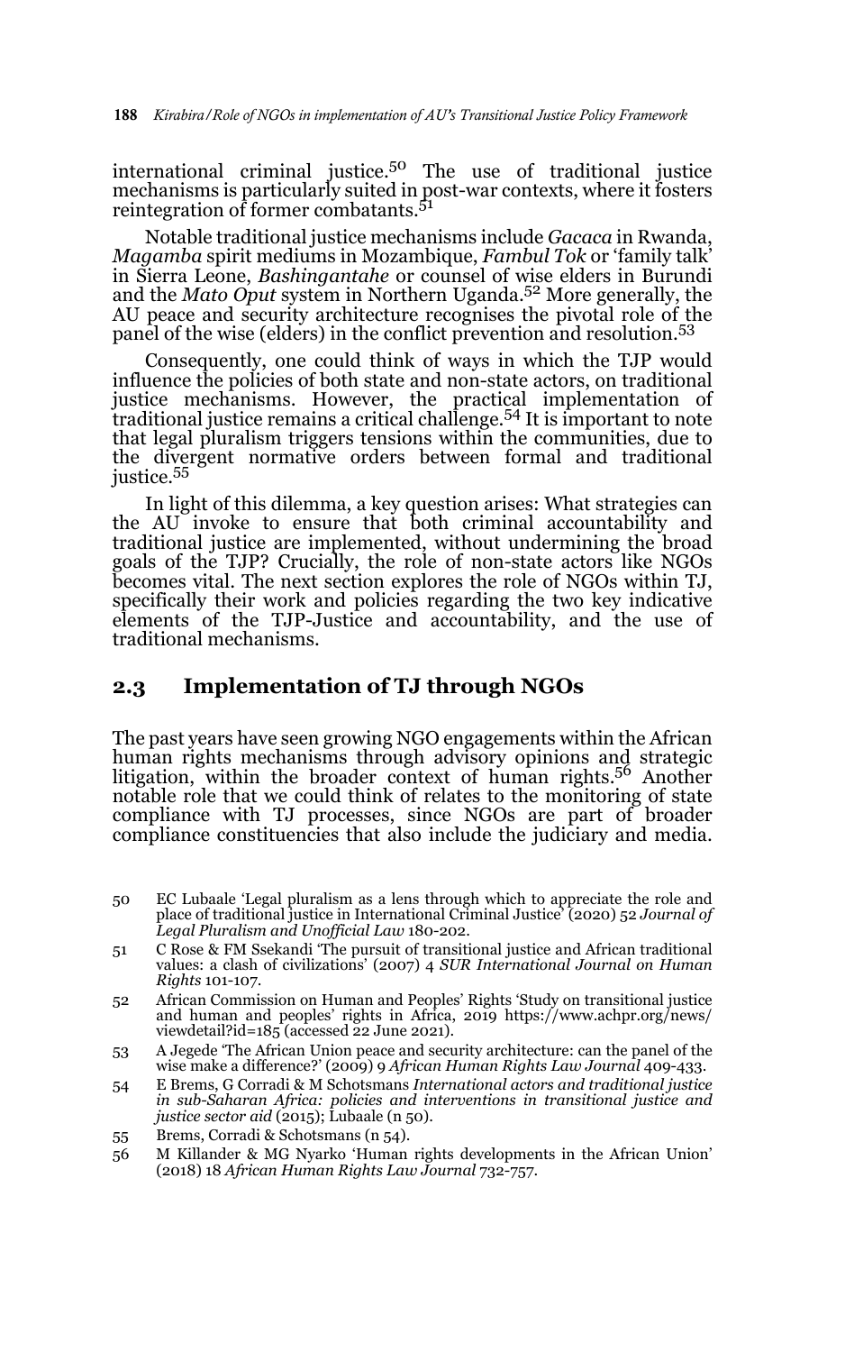international criminal justice.[50] The use of traditional justice mechanisms is particularly suited in post-war contexts, where it fosters reintegration of former combatants.[51]

Notable traditional justice mechanisms include *Gacaca* in Rwanda, *Magamba* spirit mediums in Mozambique, *Fambul Tok* or 'family talk' in Sierra Leone, *Bashingantahe* or counsel of wise elders in Burundi and the *Mato Oput* system in Northern Uganda.[52] More generally, the AU peace and security architecture recognises the pivotal role of the panel of the wise (elders) in the conflict prevention and resolution.[53]

Consequently, one could think of ways in which the TJP would influence the policies of both state and non-state actors, on traditional justice mechanisms. However, the practical implementation of traditional justice remains a critical challenge.[54] It is important to note that legal pluralism triggers tensions within the communities, due to the divergent normative orders between formal and traditional justice.[55]

In light of this dilemma, a key question arises: What strategies can the AU invoke to ensure that both criminal accountability and traditional justice are implemented, without undermining the broad goals of the TJP? Crucially, the role of non-state actors like NGOs becomes vital. The next section explores the role of NGOs within TJ, specifically their work and policies regarding the two key indicative elements of the TJP-Justice and accountability, and the use of traditional mechanisms.

## 2.3 Implementation of TJ through NGOs

The past years have seen growing NGO engagements within the African human rights mechanisms through advisory opinions and strategic litigation, within the broader context of human rights.[56] Another notable role that we could think of relates to the monitoring of state compliance with TJ processes, since NGOs are part of broader compliance constituencies that also include the judiciary and media.

---

50 EC Lubaale 'Legal pluralism as a lens through which to appreciate the role and place of traditional justice in International Criminal Justice' (2020) 52 *Journal of Legal Pluralism and Unofficial Law* 180-202.

51 C Rose & FM Ssekandi 'The pursuit of transitional justice and African traditional values: a clash of civilizations' (2007) 4 *SUR International Journal on Human Rights* 101-107.

52 African Commission on Human and Peoples' Rights 'Study on transitional justice and human and peoples' rights in Africa, 2019 https://www.achpr.org/news/viewdetail?id=185 (accessed 22 June 2021).

53 A Jegede 'The African Union peace and security architecture: can the panel of the wise make a difference?' (2009) 9 *African Human Rights Law Journal* 409-433.

54 E Brems, G Corradi & M Schotsmans *International actors and traditional justice in sub-Saharan Africa: policies and interventions in transitional justice and justice sector aid* (2015); Lubaale (n 50).

55 Brems, Corradi & Schotsmans (n 54).

56 M Killander & MG Nyarko 'Human rights developments in the African Union' (2018) 18 *African Human Rights Law Journal* 732-757.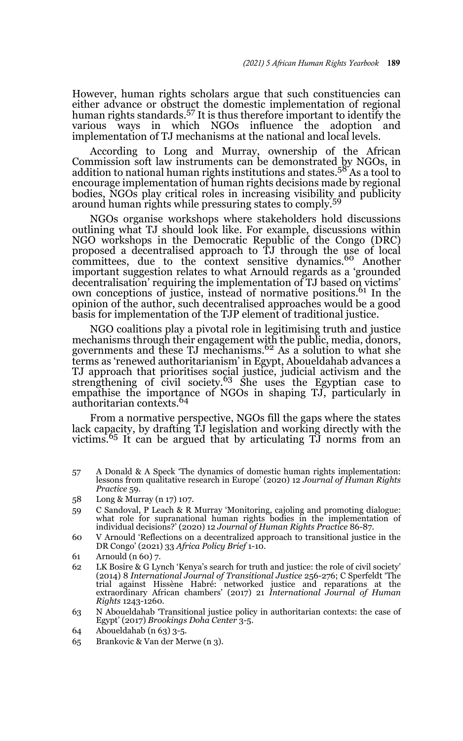However, human rights scholars argue that such constituencies can either advance or obstruct the domestic implementation of regional human rights standards.[57] It is thus therefore important to identify the various ways in which NGOs influence the adoption and implementation of TJ mechanisms at the national and local levels.

According to Long and Murray, ownership of the African Commission soft law instruments can be demonstrated by NGOs, in addition to national human rights institutions and states.[58] As a tool to encourage implementation of human rights decisions made by regional bodies, NGOs play critical roles in increasing visibility and publicity around human rights while pressuring states to comply.[59]

NGOs organise workshops where stakeholders hold discussions outlining what TJ should look like. For example, discussions within NGO workshops in the Democratic Republic of the Congo (DRC) proposed a decentralised approach to TJ through the use of local committees, due to the context sensitive dynamics.[60] Another important suggestion relates to what Arnould regards as a 'grounded decentralisation' requiring the implementation of TJ based on victims' own conceptions of justice, instead of normative positions.[61] In the opinion of the author, such decentralised approaches would be a good basis for implementation of the TJP element of traditional justice.

NGO coalitions play a pivotal role in legitimising truth and justice mechanisms through their engagement with the public, media, donors, governments and these TJ mechanisms.[62] As a solution to what she terms as 'renewed authoritarianism' in Egypt, Aboueldahab advances a TJ approach that prioritises social justice, judicial activism and the strengthening of civil society.[63] She uses the Egyptian case to empathise the importance of NGOs in shaping TJ, particularly in authoritarian contexts.[64]

From a normative perspective, NGOs fill the gaps where the states lack capacity, by drafting TJ legislation and working directly with the victims.[65] It can be argued that by articulating TJ norms from an

---

57 A Donald & A Speck 'The dynamics of domestic human rights implementation: lessons from qualitative research in Europe' (2020) 12 *Journal of Human Rights Practice* 59.

58 Long & Murray (n 17) 107.

59 C Sandoval, P Leach & R Murray 'Monitoring, cajoling and promoting dialogue: what role for supranational human rights bodies in the implementation of individual decisions?' (2020) 12 *Journal of Human Rights Practice* 86-87.

60 V Arnould 'Reflections on a decentralized approach to transitional justice in the DR Congo' (2021) 33 *Africa Policy Brief* 1-10.

61 Arnould (n 60) 7.

62 LK Bosire & G Lynch 'Kenya's search for truth and justice: the role of civil society' (2014) 8 *International Journal of Transitional Justice* 256-276; C Sperfeldt 'The trial against Hissène Habré: networked justice and reparations at the extraordinary African chambers' (2017) 21 *International Journal of Human Rights* 1243-1260.

63 N Aboueldahab 'Transitional justice policy in authoritarian contexts: the case of Egypt' (2017) *Brookings Doha Center* 3-5.

64 Aboueldahab (n 63) 3-5.

65 Brankovic & Van der Merwe (n 3).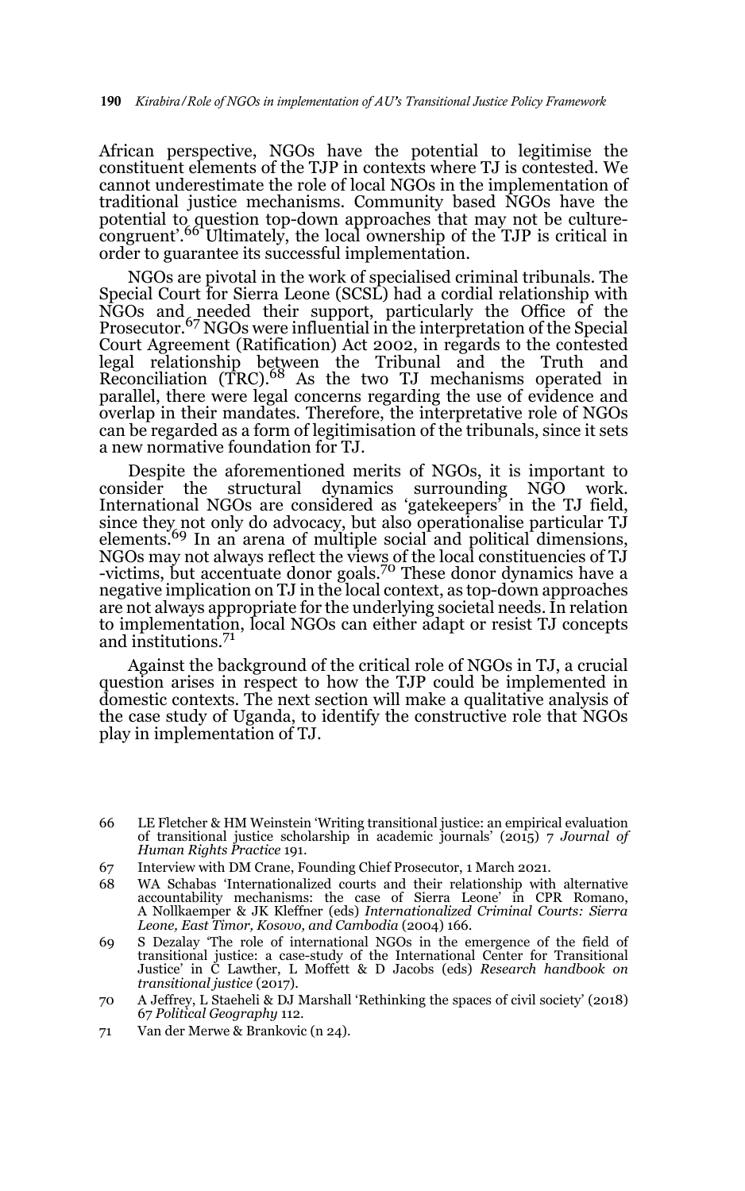African perspective, NGOs have the potential to legitimise the constituent elements of the TJP in contexts where TJ is contested. We cannot underestimate the role of local NGOs in the implementation of traditional justice mechanisms. Community based NGOs have the potential to question top-down approaches that may not be culture-congruent'.[66] Ultimately, the local ownership of the TJP is critical in order to guarantee its successful implementation.

NGOs are pivotal in the work of specialised criminal tribunals. The Special Court for Sierra Leone (SCSL) had a cordial relationship with NGOs and needed their support, particularly the Office of the Prosecutor.[67] NGOs were influential in the interpretation of the Special Court Agreement (Ratification) Act 2002, in regards to the contested legal relationship between the Tribunal and the Truth and Reconciliation (TRC).[68] As the two TJ mechanisms operated in parallel, there were legal concerns regarding the use of evidence and overlap in their mandates. Therefore, the interpretative role of NGOs can be regarded as a form of legitimisation of the tribunals, since it sets a new normative foundation for TJ.

Despite the aforementioned merits of NGOs, it is important to consider the structural dynamics surrounding NGO work. International NGOs are considered as 'gatekeepers' in the TJ field, since they not only do advocacy, but also operationalise particular TJ elements.[69] In an arena of multiple social and political dimensions, NGOs may not always reflect the views of the local constituencies of TJ -victims, but accentuate donor goals.[70] These donor dynamics have a negative implication on TJ in the local context, as top-down approaches are not always appropriate for the underlying societal needs. In relation to implementation, local NGOs can either adapt or resist TJ concepts and institutions.[71]

Against the background of the critical role of NGOs in TJ, a crucial question arises in respect to how the TJP could be implemented in domestic contexts. The next section will make a qualitative analysis of the case study of Uganda, to identify the constructive role that NGOs play in implementation of TJ.

---

66 LE Fletcher & HM Weinstein 'Writing transitional justice: an empirical evaluation of transitional justice scholarship in academic journals' (2015) 7 *Journal of Human Rights Practice* 191.

67 Interview with DM Crane, Founding Chief Prosecutor, 1 March 2021.

68 WA Schabas 'Internationalized courts and their relationship with alternative accountability mechanisms: the case of Sierra Leone' in CPR Romano, A Nollkaemper & JK Kleffner (eds) *Internationalized Criminal Courts: Sierra Leone, East Timor, Kosovo, and Cambodia* (2004) 166.

69 S Dezalay 'The role of international NGOs in the emergence of the field of transitional justice: a case-study of the International Center for Transitional Justice' in C Lawther, L Moffett & D Jacobs (eds) *Research handbook on transitional justice* (2017).

70 A Jeffrey, L Staeheli & DJ Marshall 'Rethinking the spaces of civil society' (2018) 67 *Political Geography* 112.

71 Van der Merwe & Brankovic (n 24).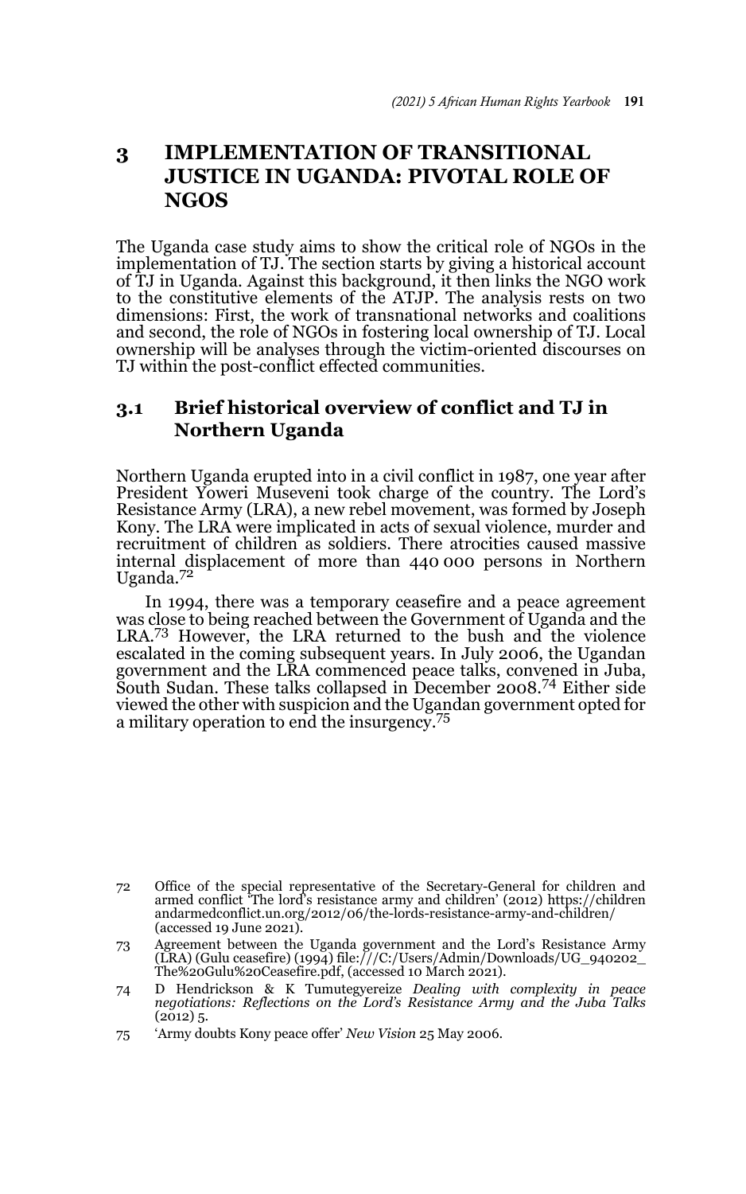## 3 IMPLEMENTATION OF TRANSITIONAL JUSTICE IN UGANDA: PIVOTAL ROLE OF NGOS

The Uganda case study aims to show the critical role of NGOs in the implementation of TJ. The section starts by giving a historical account of TJ in Uganda. Against this background, it then links the NGO work to the constitutive elements of the ATJP. The analysis rests on two dimensions: First, the work of transnational networks and coalitions and second, the role of NGOs in fostering local ownership of TJ. Local ownership will be analyses through the victim-oriented discourses on TJ within the post-conflict effected communities.

### 3.1 Brief historical overview of conflict and TJ in Northern Uganda

Northern Uganda erupted into in a civil conflict in 1987, one year after President Yoweri Museveni took charge of the country. The Lord's Resistance Army (LRA), a new rebel movement, was formed by Joseph Kony. The LRA were implicated in acts of sexual violence, murder and recruitment of children as soldiers. There atrocities caused massive internal displacement of more than 440 000 persons in Northern Uganda.[72]

In 1994, there was a temporary ceasefire and a peace agreement was close to being reached between the Government of Uganda and the LRA.[73] However, the LRA returned to the bush and the violence escalated in the coming subsequent years. In July 2006, the Ugandan government and the LRA commenced peace talks, convened in Juba, South Sudan. These talks collapsed in December 2008.[74] Either side viewed the other with suspicion and the Ugandan government opted for a military operation to end the insurgency.[75]

---

72 Office of the special representative of the Secretary-General for children and armed conflict 'The lord's resistance army and children' (2012) https://childrenandarmedconflict.un.org/2012/06/the-lords-resistance-army-and-children/ (accessed 19 June 2021).

73 Agreement between the Uganda government and the Lord's Resistance Army (LRA) (Gulu ceasefire) (1994) file:///C:/Users/Admin/Downloads/UG_940202_The%20Gulu%20Ceasefire.pdf, (accessed 10 March 2021).

74 D Hendrickson & K Tumutegyereize *Dealing with complexity in peace negotiations: Reflections on the Lord's Resistance Army and the Juba Talks* (2012) 5.

75 'Army doubts Kony peace offer' *New Vision* 25 May 2006.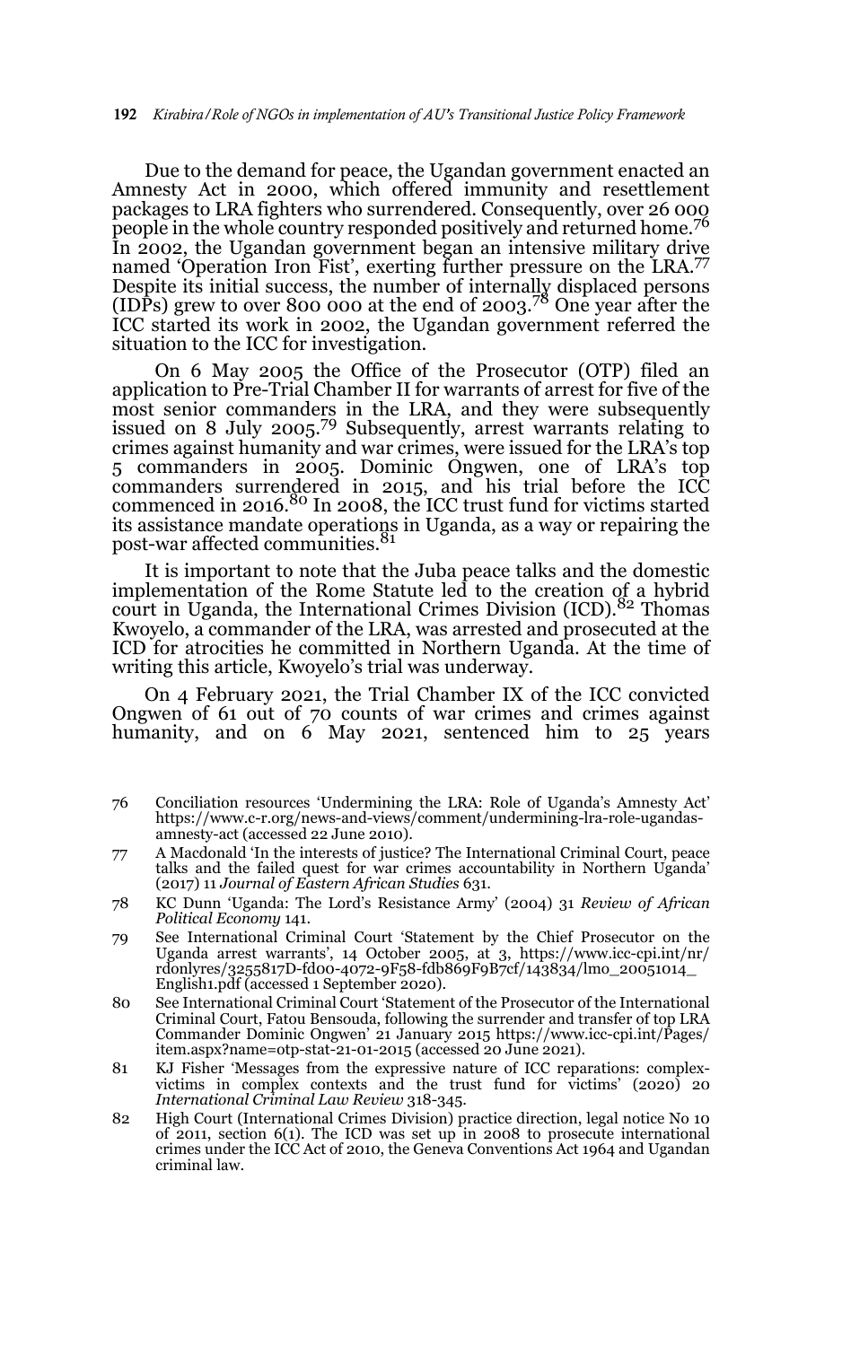Due to the demand for peace, the Ugandan government enacted an Amnesty Act in 2000, which offered immunity and resettlement packages to LRA fighters who surrendered. Consequently, over 26 000 people in the whole country responded positively and returned home.[76] In 2002, the Ugandan government began an intensive military drive named 'Operation Iron Fist', exerting further pressure on the LRA.[77] Despite its initial success, the number of internally displaced persons (IDPs) grew to over 800 000 at the end of 2003.[78] One year after the ICC started its work in 2002, the Ugandan government referred the situation to the ICC for investigation.

On 6 May 2005 the Office of the Prosecutor (OTP) filed an application to Pre-Trial Chamber II for warrants of arrest for five of the most senior commanders in the LRA, and they were subsequently issued on 8 July 2005.[79] Subsequently, arrest warrants relating to crimes against humanity and war crimes, were issued for the LRA's top 5 commanders in 2005. Dominic Ongwen, one of LRA's top commanders surrendered in 2015, and his trial before the ICC commenced in 2016.[80] In 2008, the ICC trust fund for victims started its assistance mandate operations in Uganda, as a way or repairing the post-war affected communities.[81]

It is important to note that the Juba peace talks and the domestic implementation of the Rome Statute led to the creation of a hybrid court in Uganda, the International Crimes Division (ICD).[82] Thomas Kwoyelo, a commander of the LRA, was arrested and prosecuted at the ICD for atrocities he committed in Northern Uganda. At the time of writing this article, Kwoyelo's trial was underway.

On 4 February 2021, the Trial Chamber IX of the ICC convicted Ongwen of 61 out of 70 counts of war crimes and crimes against humanity, and on 6 May 2021, sentenced him to 25 years

---

76 Conciliation resources 'Undermining the LRA: Role of Uganda's Amnesty Act' https://www.c-r.org/news-and-views/comment/undermining-lra-role-ugandas-amnesty-act (accessed 22 June 2010).

77 A Macdonald 'In the interests of justice? The International Criminal Court, peace talks and the failed quest for war crimes accountability in Northern Uganda' (2017) 11 *Journal of Eastern African Studies* 631.

78 KC Dunn 'Uganda: The Lord's Resistance Army' (2004) 31 *Review of African Political Economy* 141.

79 See International Criminal Court 'Statement by the Chief Prosecutor on the Uganda arrest warrants', 14 October 2005, at 3, https://www.icc-cpi.int/nr/rdonlyres/3255817D-fd00-4072-9F58-fdb869F9B7cf/143834/lmo_20051014_English1.pdf (accessed 1 September 2020).

80 See International Criminal Court 'Statement of the Prosecutor of the International Criminal Court, Fatou Bensouda, following the surrender and transfer of top LRA Commander Dominic Ongwen' 21 January 2015 https://www.icc-cpi.int/Pages/item.aspx?name=otp-stat-21-01-2015 (accessed 20 June 2021).

81 KJ Fisher 'Messages from the expressive nature of ICC reparations: complex-victims in complex contexts and the trust fund for victims' (2020) 20 *International Criminal Law Review* 318-345.

82 High Court (International Crimes Division) practice direction, legal notice No 10 of 2011, section 6(1). The ICD was set up in 2008 to prosecute international crimes under the ICC Act of 2010, the Geneva Conventions Act 1964 and Ugandan criminal law.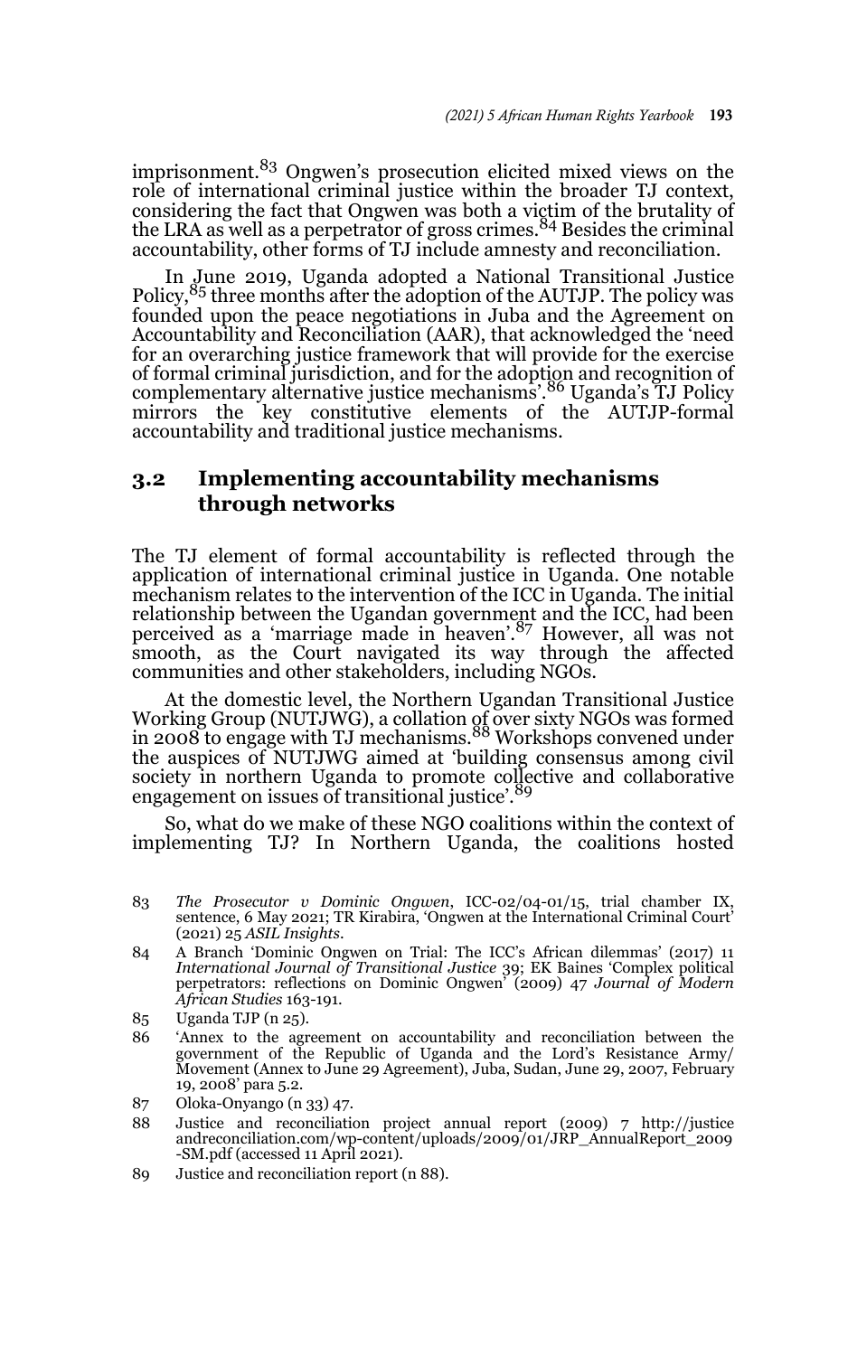imprisonment.[83] Ongwen's prosecution elicited mixed views on the role of international criminal justice within the broader TJ context, considering the fact that Ongwen was both a victim of the brutality of the LRA as well as a perpetrator of gross crimes.[84] Besides the criminal accountability, other forms of TJ include amnesty and reconciliation.

In June 2019, Uganda adopted a National Transitional Justice Policy,[85] three months after the adoption of the AUTJP. The policy was founded upon the peace negotiations in Juba and the Agreement on Accountability and Reconciliation (AAR), that acknowledged the 'need for an overarching justice framework that will provide for the exercise of formal criminal jurisdiction, and for the adoption and recognition of complementary alternative justice mechanisms'.[86] Uganda's TJ Policy mirrors the key constitutive elements of the AUTJP-formal accountability and traditional justice mechanisms.

## 3.2 Implementing accountability mechanisms through networks

The TJ element of formal accountability is reflected through the application of international criminal justice in Uganda. One notable mechanism relates to the intervention of the ICC in Uganda. The initial relationship between the Ugandan government and the ICC, had been perceived as a 'marriage made in heaven'.[87] However, all was not smooth, as the Court navigated its way through the affected communities and other stakeholders, including NGOs.

At the domestic level, the Northern Ugandan Transitional Justice Working Group (NUTJWG), a collation of over sixty NGOs was formed in 2008 to engage with TJ mechanisms.[88] Workshops convened under the auspices of NUTJWG aimed at 'building consensus among civil society in northern Uganda to promote collective and collaborative engagement on issues of transitional justice'.[89]

So, what do we make of these NGO coalitions within the context of implementing TJ? In Northern Uganda, the coalitions hosted

---

83 *The Prosecutor v Dominic Ongwen*, ICC-02/04-01/15, trial chamber IX, sentence, 6 May 2021; TR Kirabira, 'Ongwen at the International Criminal Court' (2021) 25 *ASIL Insights*.

84 A Branch 'Dominic Ongwen on Trial: The ICC's African dilemmas' (2017) 11 *International Journal of Transitional Justice* 39; EK Baines 'Complex political perpetrators: reflections on Dominic Ongwen' (2009) 47 *Journal of Modern African Studies* 163-191.

85 Uganda TJP (n 25).

86 'Annex to the agreement on accountability and reconciliation between the government of the Republic of Uganda and the Lord's Resistance Army/ Movement (Annex to June 29 Agreement), Juba, Sudan, June 29, 2007, February 19, 2008' para 5.2.

87 Oloka-Onyango (n 33) 47.

88 Justice and reconciliation project annual report (2009) 7 http://justiceandreconciliation.com/wp-content/uploads/2009/01/JRP_AnnualReport_2009-SM.pdf (accessed 11 April 2021).

89 Justice and reconciliation report (n 88).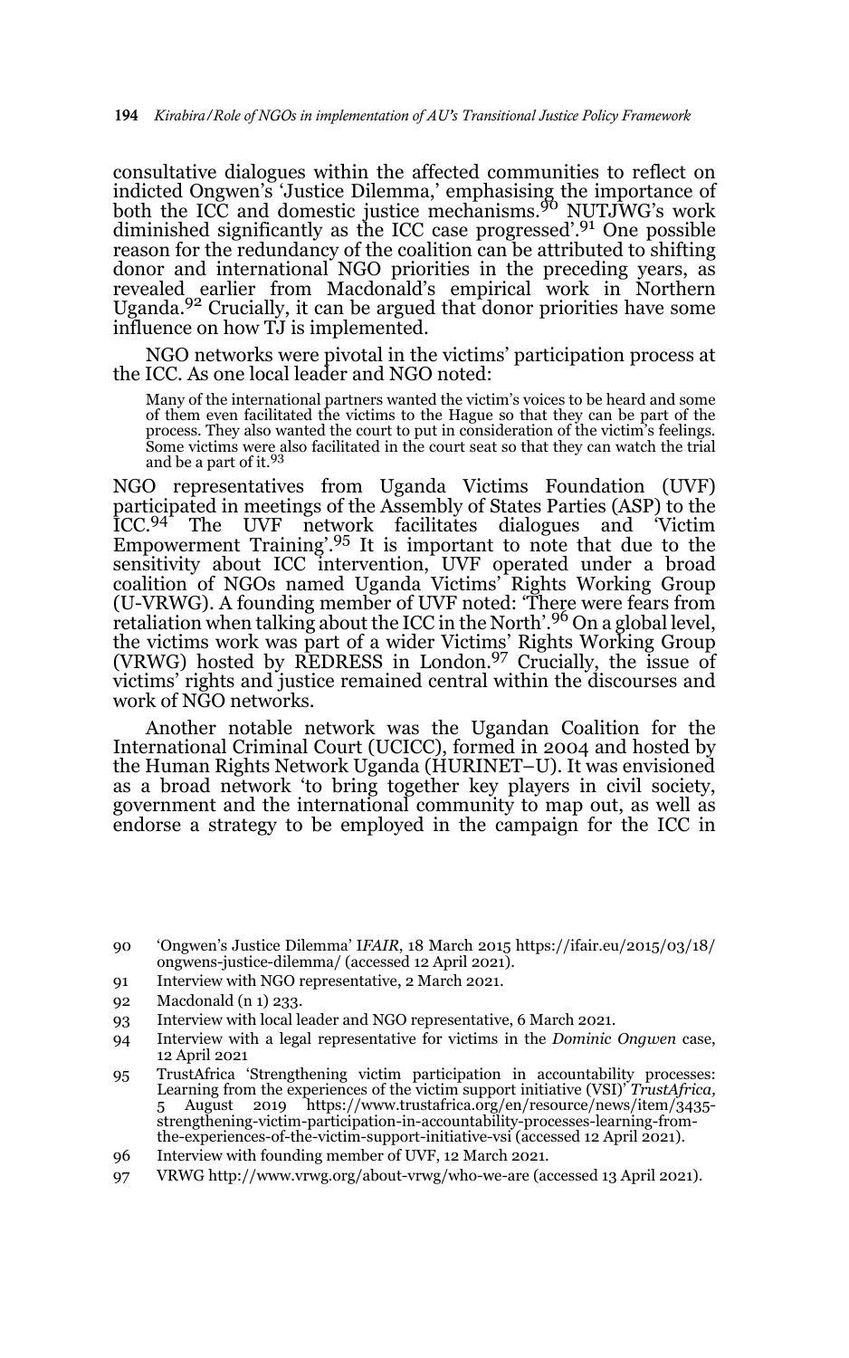consultative dialogues within the affected communities to reflect on indicted Ongwen's 'Justice Dilemma,' emphasising the importance of both the ICC and domestic justice mechanisms.[90] NUTJWG's work diminished significantly as the ICC case progressed'.[91] One possible reason for the redundancy of the coalition can be attributed to shifting donor and international NGO priorities in the preceding years, as revealed earlier from Macdonald's empirical work in Northern Uganda.[92] Crucially, it can be argued that donor priorities have some influence on how TJ is implemented.

NGO networks were pivotal in the victims' participation process at the ICC. As one local leader and NGO noted:

> Many of the international partners wanted the victim's voices to be heard and some of them even facilitated the victims to the Hague so that they can be part of the process. They also wanted the court to put in consideration of the victim's feelings. Some victims were also facilitated in the court seat so that they can watch the trial and be a part of it.[93]

NGO representatives from Uganda Victims Foundation (UVF) participated in meetings of the Assembly of States Parties (ASP) to the ICC.[94] The UVF network facilitates dialogues and 'Victim Empowerment Training'.[95] It is important to note that due to the sensitivity about ICC intervention, UVF operated under a broad coalition of NGOs named Uganda Victims' Rights Working Group (U-VRWG). A founding member of UVF noted: 'There were fears from retaliation when talking about the ICC in the North'.[96] On a global level, the victims work was part of a wider Victims' Rights Working Group (VRWG) hosted by REDRESS in London.[97] Crucially, the issue of victims' rights and justice remained central within the discourses and work of NGO networks.

Another notable network was the Ugandan Coalition for the International Criminal Court (UCICC), formed in 2004 and hosted by the Human Rights Network Uganda (HURINET–U). It was envisioned as a broad network 'to bring together key players in civil society, government and the international community to map out, as well as endorse a strategy to be employed in the campaign for the ICC in

---

90 'Ongwen's Justice Dilemma' I*FAIR*, 18 March 2015 https://ifair.eu/2015/03/18/ongwens-justice-dilemma/ (accessed 12 April 2021).

91 Interview with NGO representative, 2 March 2021.

92 Macdonald (n 1) 233.

93 Interview with local leader and NGO representative, 6 March 2021.

94 Interview with a legal representative for victims in the *Dominic Ongwen* case, 12 April 2021

95 TrustAfrica 'Strengthening victim participation in accountability processes: Learning from the experiences of the victim support initiative (VSI)' *TrustAfrica,* 5 August 2019 https://www.trustafrica.org/en/resource/news/item/3435-strengthening-victim-participation-in-accountability-processes-learning-from-the-experiences-of-the-victim-support-initiative-vsi (accessed 12 April 2021).

96 Interview with founding member of UVF, 12 March 2021.

97 VRWG http://www.vrwg.org/about-vrwg/who-we-are (accessed 13 April 2021).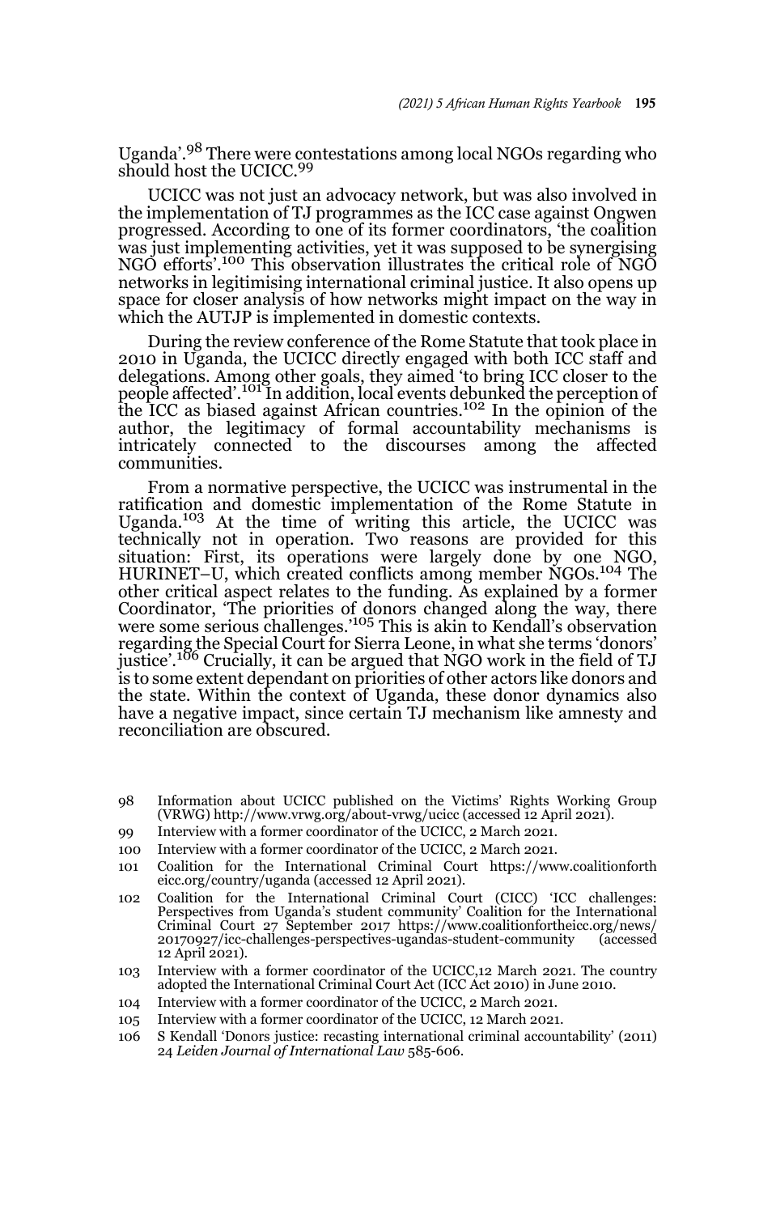Uganda'.[98] There were contestations among local NGOs regarding who should host the UCICC.[99]

UCICC was not just an advocacy network, but was also involved in the implementation of TJ programmes as the ICC case against Ongwen progressed. According to one of its former coordinators, 'the coalition was just implementing activities, yet it was supposed to be synergising NGO efforts'.[100] This observation illustrates the critical role of NGO networks in legitimising international criminal justice. It also opens up space for closer analysis of how networks might impact on the way in which the AUTJP is implemented in domestic contexts.

During the review conference of the Rome Statute that took place in 2010 in Uganda, the UCICC directly engaged with both ICC staff and delegations. Among other goals, they aimed 'to bring ICC closer to the people affected'.[101] In addition, local events debunked the perception of the ICC as biased against African countries.[102] In the opinion of the author, the legitimacy of formal accountability mechanisms is intricately connected to the discourses among the affected communities.

From a normative perspective, the UCICC was instrumental in the ratification and domestic implementation of the Rome Statute in Uganda.[103] At the time of writing this article, the UCICC was technically not in operation. Two reasons are provided for this situation: First, its operations were largely done by one NGO, HURINET–U, which created conflicts among member NGOs.[104] The other critical aspect relates to the funding. As explained by a former Coordinator, 'The priorities of donors changed along the way, there were some serious challenges.'[105] This is akin to Kendall's observation regarding the Special Court for Sierra Leone, in what she terms 'donors' justice'.[106] Crucially, it can be argued that NGO work in the field of TJ is to some extent dependant on priorities of other actors like donors and the state. Within the context of Uganda, these donor dynamics also have a negative impact, since certain TJ mechanism like amnesty and reconciliation are obscured.

---

98 Information about UCICC published on the Victims' Rights Working Group (VRWG) http://www.vrwg.org/about-vrwg/ucicc (accessed 12 April 2021).

99 Interview with a former coordinator of the UCICC, 2 March 2021.

100 Interview with a former coordinator of the UCICC, 2 March 2021.

101 Coalition for the International Criminal Court https://www.coalitionfortheicc.org/country/uganda (accessed 12 April 2021).

102 Coalition for the International Criminal Court (CICC) 'ICC challenges: Perspectives from Uganda's student community' Coalition for the International Criminal Court 27 September 2017 https://www.coalitionfortheicc.org/news/20170927/icc-challenges-perspectives-ugandas-student-community (accessed 12 April 2021).

103 Interview with a former coordinator of the UCICC,12 March 2021. The country adopted the International Criminal Court Act (ICC Act 2010) in June 2010.

104 Interview with a former coordinator of the UCICC, 2 March 2021.

105 Interview with a former coordinator of the UCICC, 12 March 2021.

106 S Kendall 'Donors justice: recasting international criminal accountability' (2011) 24 *Leiden Journal of International Law* 585-606.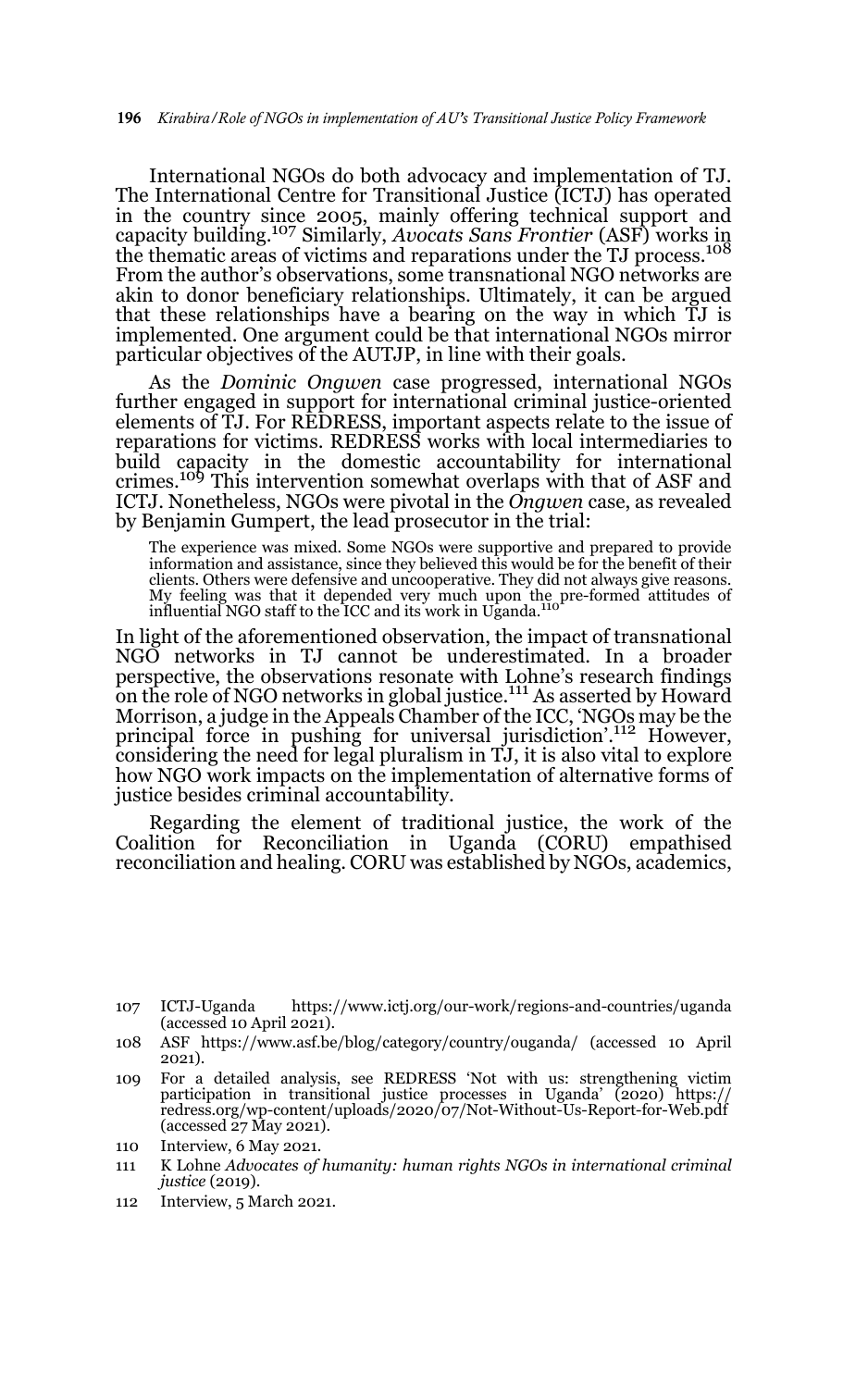International NGOs do both advocacy and implementation of TJ. The International Centre for Transitional Justice (ICTJ) has operated in the country since 2005, mainly offering technical support and capacity building.[107] Similarly, *Avocats Sans Frontier* (ASF) works in the thematic areas of victims and reparations under the TJ process.[108] From the author's observations, some transnational NGO networks are akin to donor beneficiary relationships. Ultimately, it can be argued that these relationships have a bearing on the way in which TJ is implemented. One argument could be that international NGOs mirror particular objectives of the AUTJP, in line with their goals.

As the *Dominic Ongwen* case progressed, international NGOs further engaged in support for international criminal justice-oriented elements of TJ. For REDRESS, important aspects relate to the issue of reparations for victims. REDRESS works with local intermediaries to build capacity in the domestic accountability for international crimes.[109] This intervention somewhat overlaps with that of ASF and ICTJ. Nonetheless, NGOs were pivotal in the *Ongwen* case, as revealed by Benjamin Gumpert, the lead prosecutor in the trial:

> The experience was mixed. Some NGOs were supportive and prepared to provide information and assistance, since they believed this would be for the benefit of their clients. Others were defensive and uncooperative. They did not always give reasons. My feeling was that it depended very much upon the pre-formed attitudes of influential NGO staff to the ICC and its work in Uganda.[110]

In light of the aforementioned observation, the impact of transnational NGO networks in TJ cannot be underestimated. In a broader perspective, the observations resonate with Lohne's research findings on the role of NGO networks in global justice.[111] As asserted by Howard Morrison, a judge in the Appeals Chamber of the ICC, 'NGOs may be the principal force in pushing for universal jurisdiction'.[112] However, considering the need for legal pluralism in TJ, it is also vital to explore how NGO work impacts on the implementation of alternative forms of justice besides criminal accountability.

Regarding the element of traditional justice, the work of the Coalition for Reconciliation in Uganda (CORU) empathised reconciliation and healing. CORU was established by NGOs, academics,

---

107 ICTJ-Uganda https://www.ictj.org/our-work/regions-and-countries/uganda (accessed 10 April 2021).

108 ASF https://www.asf.be/blog/category/country/ouganda/ (accessed 10 April 2021).

109 For a detailed analysis, see REDRESS 'Not with us: strengthening victim participation in transitional justice processes in Uganda' (2020) https://redress.org/wp-content/uploads/2020/07/Not-Without-Us-Report-for-Web.pdf (accessed 27 May 2021).

110 Interview, 6 May 2021.

111 K Lohne *Advocates of humanity: human rights NGOs in international criminal justice* (2019).

112 Interview, 5 March 2021.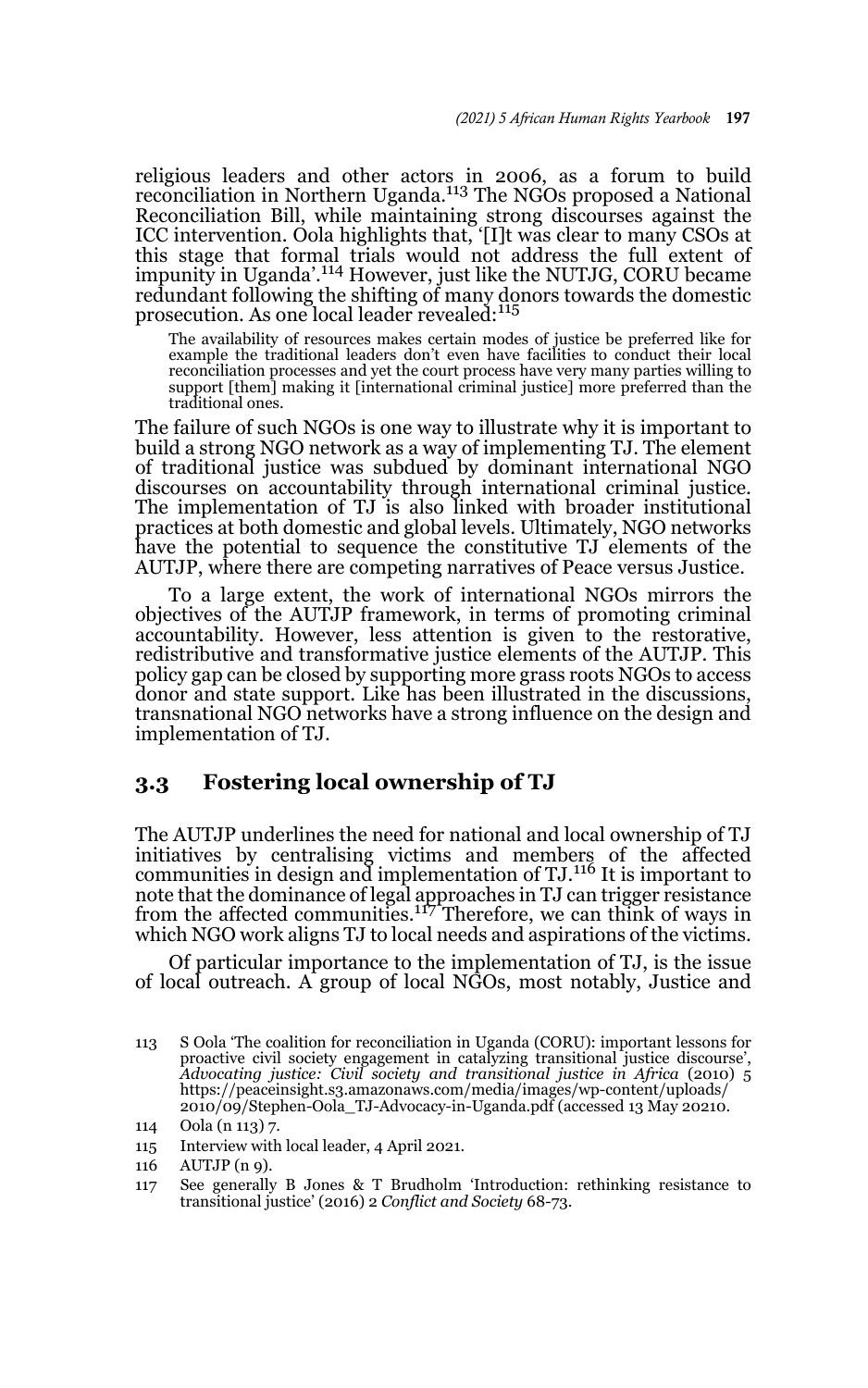religious leaders and other actors in 2006, as a forum to build reconciliation in Northern Uganda.[113] The NGOs proposed a National Reconciliation Bill, while maintaining strong discourses against the ICC intervention. Oola highlights that, '[I]t was clear to many CSOs at this stage that formal trials would not address the full extent of impunity in Uganda'.[114] However, just like the NUTJG, CORU became redundant following the shifting of many donors towards the domestic prosecution. As one local leader revealed:[115]

> The availability of resources makes certain modes of justice be preferred like for example the traditional leaders don't even have facilities to conduct their local reconciliation processes and yet the court process have very many parties willing to support [them] making it [international criminal justice] more preferred than the traditional ones.

The failure of such NGOs is one way to illustrate why it is important to build a strong NGO network as a way of implementing TJ. The element of traditional justice was subdued by dominant international NGO discourses on accountability through international criminal justice. The implementation of TJ is also linked with broader institutional practices at both domestic and global levels. Ultimately, NGO networks have the potential to sequence the constitutive TJ elements of the AUTJP, where there are competing narratives of Peace versus Justice.

To a large extent, the work of international NGOs mirrors the objectives of the AUTJP framework, in terms of promoting criminal accountability. However, less attention is given to the restorative, redistributive and transformative justice elements of the AUTJP. This policy gap can be closed by supporting more grass roots NGOs to access donor and state support. Like has been illustrated in the discussions, transnational NGO networks have a strong influence on the design and implementation of TJ.

### 3.3 Fostering local ownership of TJ

The AUTJP underlines the need for national and local ownership of TJ initiatives by centralising victims and members of the affected communities in design and implementation of TJ.[116] It is important to note that the dominance of legal approaches in TJ can trigger resistance from the affected communities.[117] Therefore, we can think of ways in which NGO work aligns TJ to local needs and aspirations of the victims.

Of particular importance to the implementation of TJ, is the issue of local outreach. A group of local NGOs, most notably, Justice and

---

113 S Oola 'The coalition for reconciliation in Uganda (CORU): important lessons for proactive civil society engagement in catalyzing transitional justice discourse', *Advocating justice: Civil society and transitional justice in Africa* (2010) 5 https://peaceinsight.s3.amazonaws.com/media/images/wp-content/uploads/2010/09/Stephen-Oola_TJ-Advocacy-in-Uganda.pdf (accessed 13 May 20210.

114 Oola (n 113) 7.

115 Interview with local leader, 4 April 2021.

116 AUTJP (n 9).

117 See generally B Jones & T Brudholm 'Introduction: rethinking resistance to transitional justice' (2016) 2 *Conflict and Society* 68-73.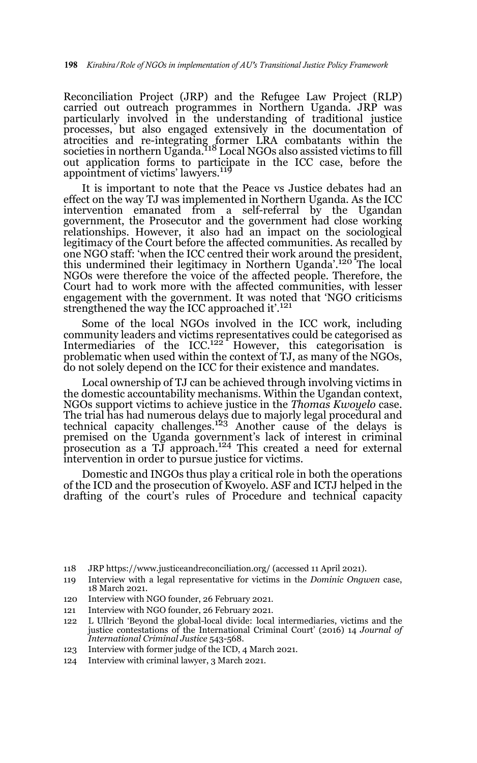Reconciliation Project (JRP) and the Refugee Law Project (RLP) carried out outreach programmes in Northern Uganda. JRP was particularly involved in the understanding of traditional justice processes, but also engaged extensively in the documentation of atrocities and re-integrating former LRA combatants within the societies in northern Uganda.[118] Local NGOs also assisted victims to fill out application forms to participate in the ICC case, before the appointment of victims' lawyers.[119]

It is important to note that the Peace vs Justice debates had an effect on the way TJ was implemented in Northern Uganda. As the ICC intervention emanated from a self-referral by the Ugandan government, the Prosecutor and the government had close working relationships. However, it also had an impact on the sociological legitimacy of the Court before the affected communities. As recalled by one NGO staff: 'when the ICC centred their work around the president, this undermined their legitimacy in Northern Uganda'.[120] The local NGOs were therefore the voice of the affected people. Therefore, the Court had to work more with the affected communities, with lesser engagement with the government. It was noted that 'NGO criticisms strengthened the way the ICC approached it'.[121]

Some of the local NGOs involved in the ICC work, including community leaders and victims representatives could be categorised as Intermediaries of the ICC.[122] However, this categorisation is problematic when used within the context of TJ, as many of the NGOs, do not solely depend on the ICC for their existence and mandates.

Local ownership of TJ can be achieved through involving victims in the domestic accountability mechanisms. Within the Ugandan context, NGOs support victims to achieve justice in the *Thomas Kwoyelo* case. The trial has had numerous delays due to majorly legal procedural and technical capacity challenges.[123] Another cause of the delays is premised on the Uganda government's lack of interest in criminal prosecution as a TJ approach.[124] This created a need for external intervention in order to pursue justice for victims.

Domestic and INGOs thus play a critical role in both the operations of the ICD and the prosecution of Kwoyelo. ASF and ICTJ helped in the drafting of the court's rules of Procedure and technical capacity

118 JRP https://www.justiceandreconciliation.org/ (accessed 11 April 2021).

119 Interview with a legal representative for victims in the *Dominic Ongwen* case, 18 March 2021.

120 Interview with NGO founder, 26 February 2021.

121 Interview with NGO founder, 26 February 2021.

122 L Ullrich 'Beyond the global-local divide: local intermediaries, victims and the justice contestations of the International Criminal Court' (2016) 14 *Journal of International Criminal Justice* 543-568.

123 Interview with former judge of the ICD, 4 March 2021.

124 Interview with criminal lawyer, 3 March 2021.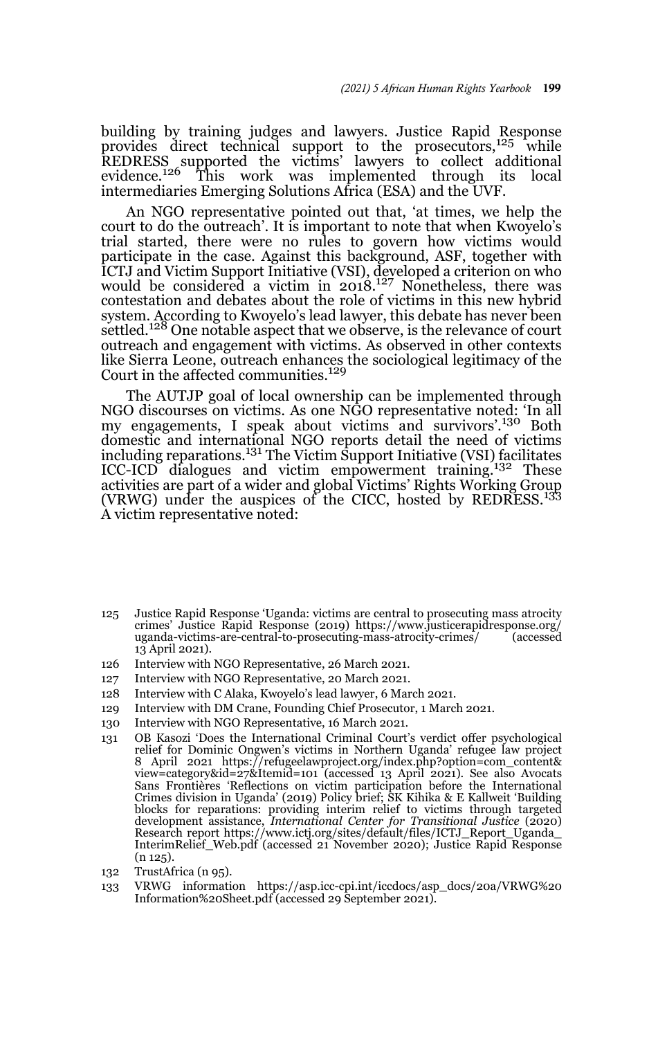building by training judges and lawyers. Justice Rapid Response provides direct technical support to the prosecutors,[125] while REDRESS supported the victims' lawyers to collect additional evidence.[126] This work was implemented through its local intermediaries Emerging Solutions Africa (ESA) and the UVF.

An NGO representative pointed out that, 'at times, we help the court to do the outreach'. It is important to note that when Kwoyelo's trial started, there were no rules to govern how victims would participate in the case. Against this background, ASF, together with ICTJ and Victim Support Initiative (VSI), developed a criterion on who would be considered a victim in 2018.[127] Nonetheless, there was contestation and debates about the role of victims in this new hybrid system. According to Kwoyelo's lead lawyer, this debate has never been settled.[128] One notable aspect that we observe, is the relevance of court outreach and engagement with victims. As observed in other contexts like Sierra Leone, outreach enhances the sociological legitimacy of the Court in the affected communities.[129]

The AUTJP goal of local ownership can be implemented through NGO discourses on victims. As one NGO representative noted: 'In all my engagements, I speak about victims and survivors'.[130] Both domestic and international NGO reports detail the need of victims including reparations.[131] The Victim Support Initiative (VSI) facilitates ICC-ICD dialogues and victim empowerment training.[132] These activities are part of a wider and global Victims' Rights Working Group (VRWG) under the auspices of the CICC, hosted by REDRESS.[133] A victim representative noted:

---

125 Justice Rapid Response 'Uganda: victims are central to prosecuting mass atrocity crimes' Justice Rapid Response (2019) https://www.justicerapidresponse.org/uganda-victims-are-central-to-prosecuting-mass-atrocity-crimes/ (accessed 13 April 2021).

126 Interview with NGO Representative, 26 March 2021.

127 Interview with NGO Representative, 20 March 2021.

128 Interview with C Alaka, Kwoyelo's lead lawyer, 6 March 2021.

129 Interview with DM Crane, Founding Chief Prosecutor, 1 March 2021.

130 Interview with NGO Representative, 16 March 2021.

131 OB Kasozi 'Does the International Criminal Court's verdict offer psychological relief for Dominic Ongwen's victims in Northern Uganda' refugee law project 8 April 2021 https://refugeelawproject.org/index.php?option=com_content&view=category&id=27&Itemid=101 (accessed 13 April 2021). See also Avocats Sans Frontières 'Reflections on victim participation before the International Crimes division in Uganda' (2019) Policy brief; SK Kihika & E Kallweit 'Building blocks for reparations: providing interim relief to victims through targeted development assistance, *International Center for Transitional Justice* (2020) Research report https://www.ictj.org/sites/default/files/ICTJ_Report_Uganda_InterimRelief_Web.pdf (accessed 21 November 2020); Justice Rapid Response (n 125).

132 TrustAfrica (n 95).

133 VRWG information https://asp.icc-cpi.int/iccdocs/asp_docs/20a/VRWG%20Information%20Sheet.pdf (accessed 29 September 2021).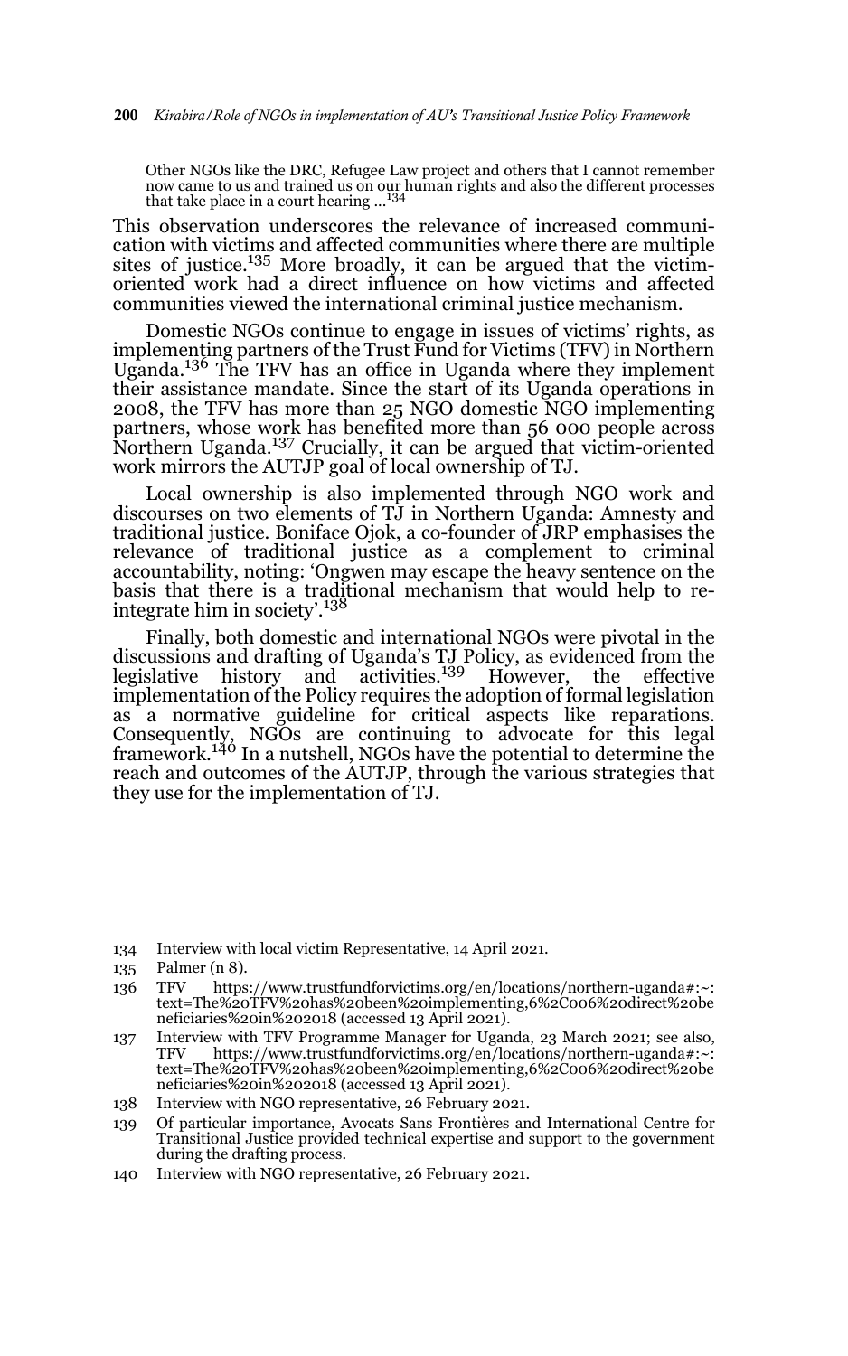> Other NGOs like the DRC, Refugee Law project and others that I cannot remember now came to us and trained us on our human rights and also the different processes that take place in a court hearing ...[134]

This observation underscores the relevance of increased communication with victims and affected communities where there are multiple sites of justice.[135] More broadly, it can be argued that the victim-oriented work had a direct influence on how victims and affected communities viewed the international criminal justice mechanism.

Domestic NGOs continue to engage in issues of victims' rights, as implementing partners of the Trust Fund for Victims (TFV) in Northern Uganda.[136] The TFV has an office in Uganda where they implement their assistance mandate. Since the start of its Uganda operations in 2008, the TFV has more than 25 NGO domestic NGO implementing partners, whose work has benefited more than 56 000 people across Northern Uganda.[137] Crucially, it can be argued that victim-oriented work mirrors the AUTJP goal of local ownership of TJ.

Local ownership is also implemented through NGO work and discourses on two elements of TJ in Northern Uganda: Amnesty and traditional justice. Boniface Ojok, a co-founder of JRP emphasises the relevance of traditional justice as a complement to criminal accountability, noting: 'Ongwen may escape the heavy sentence on the basis that there is a traditional mechanism that would help to re-integrate him in society'.[138]

Finally, both domestic and international NGOs were pivotal in the discussions and drafting of Uganda's TJ Policy, as evidenced from the legislative history and activities.[139] However, the effective implementation of the Policy requires the adoption of formal legislation as a normative guideline for critical aspects like reparations. Consequently, NGOs are continuing to advocate for this legal framework.[140] In a nutshell, NGOs have the potential to determine the reach and outcomes of the AUTJP, through the various strategies that they use for the implementation of TJ.

---

134 Interview with local victim Representative, 14 April 2021.

135 Palmer (n 8).

136 TFV https://www.trustfundforvictims.org/en/locations/northern-uganda#:~:text=The%20TFV%20has%20been%20implementing,6%2C006%20direct%20beneficiaries%20in%202018 (accessed 13 April 2021).

137 Interview with TFV Programme Manager for Uganda, 23 March 2021; see also, TFV https://www.trustfundforvictims.org/en/locations/northern-uganda#:~:text=The%20TFV%20has%20been%20implementing,6%2C006%20direct%20beneficiaries%20in%202018 (accessed 13 April 2021).

138 Interview with NGO representative, 26 February 2021.

139 Of particular importance, Avocats Sans Frontières and International Centre for Transitional Justice provided technical expertise and support to the government during the drafting process.

140 Interview with NGO representative, 26 February 2021.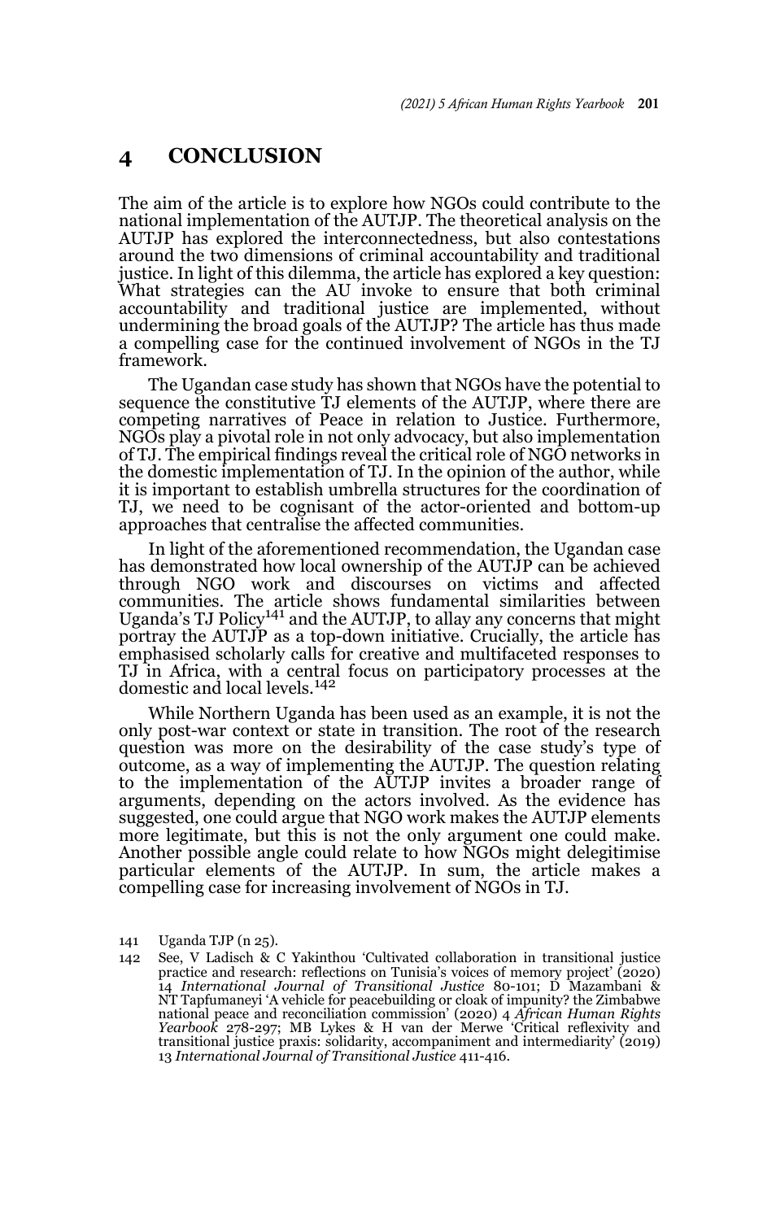## 4 CONCLUSION

The aim of the article is to explore how NGOs could contribute to the national implementation of the AUTJP. The theoretical analysis on the AUTJP has explored the interconnectedness, but also contestations around the two dimensions of criminal accountability and traditional justice. In light of this dilemma, the article has explored a key question: What strategies can the AU invoke to ensure that both criminal accountability and traditional justice are implemented, without undermining the broad goals of the AUTJP? The article has thus made a compelling case for the continued involvement of NGOs in the TJ framework.

The Ugandan case study has shown that NGOs have the potential to sequence the constitutive TJ elements of the AUTJP, where there are competing narratives of Peace in relation to Justice. Furthermore, NGOs play a pivotal role in not only advocacy, but also implementation of TJ. The empirical findings reveal the critical role of NGO networks in the domestic implementation of TJ. In the opinion of the author, while it is important to establish umbrella structures for the coordination of TJ, we need to be cognisant of the actor-oriented and bottom-up approaches that centralise the affected communities.

In light of the aforementioned recommendation, the Ugandan case has demonstrated how local ownership of the AUTJP can be achieved through NGO work and discourses on victims and affected communities. The article shows fundamental similarities between Uganda's TJ Policy[141] and the AUTJP, to allay any concerns that might portray the AUTJP as a top-down initiative. Crucially, the article has emphasised scholarly calls for creative and multifaceted responses to TJ in Africa, with a central focus on participatory processes at the domestic and local levels.[142]

While Northern Uganda has been used as an example, it is not the only post-war context or state in transition. The root of the research question was more on the desirability of the case study's type of outcome, as a way of implementing the AUTJP. The question relating to the implementation of the AUTJP invites a broader range of arguments, depending on the actors involved. As the evidence has suggested, one could argue that NGO work makes the AUTJP elements more legitimate, but this is not the only argument one could make. Another possible angle could relate to how NGOs might delegitimise particular elements of the AUTJP. In sum, the article makes a compelling case for increasing involvement of NGOs in TJ.

141 Uganda TJP (n 25).

142 See, V Ladisch & C Yakinthou 'Cultivated collaboration in transitional justice practice and research: reflections on Tunisia's voices of memory project' (2020) 14 *International Journal of Transitional Justice* 80-101; D Mazambani & NT Tapfumaneyi 'A vehicle for peacebuilding or cloak of impunity? the Zimbabwe national peace and reconciliation commission' (2020) 4 *African Human Rights Yearbook* 278-297; MB Lykes & H van der Merwe 'Critical reflexivity and transitional justice praxis: solidarity, accompaniment and intermediarity' (2019) 13 *International Journal of Transitional Justice* 411-416.